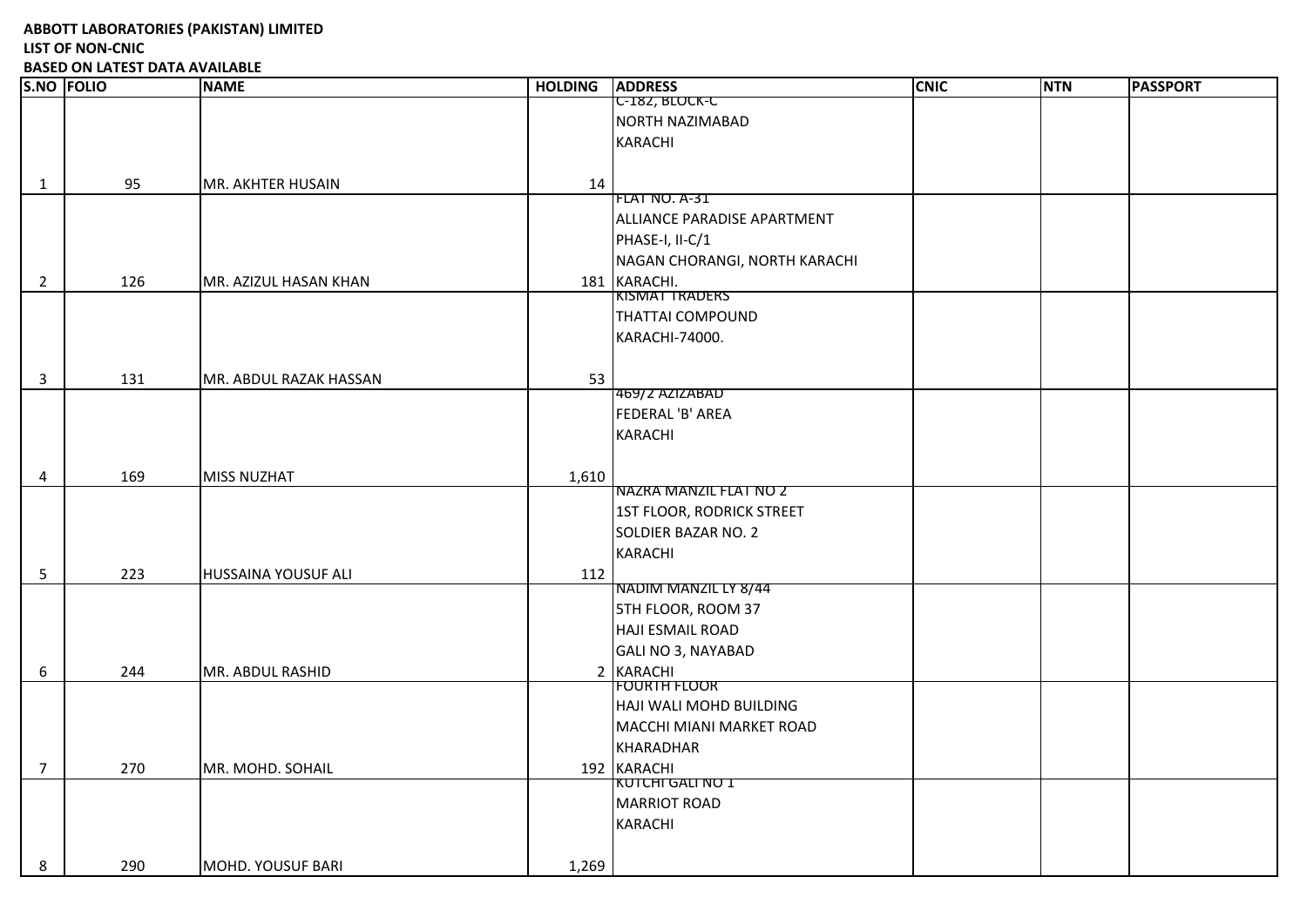**ABBOTT LABORATORIES (PAKISTAN) LIMITED**
**LIST OF NON-CNIC**
**BASED ON LATEST DATA AVAILABLE**

| S.NO | FOLIO | NAME | HOLDING | ADDRESS | CNIC | NTN | PASSPORT |
|---|---|---|---|---|---|---|---|
| 1 | 95 | MR. AKHTER HUSAIN | 14 | C-182, BLOCK-C NORTH NAZIMABAD KARACHI | | | |
| 2 | 126 | MR. AZIZUL HASAN KHAN | 181 | FLAT NO. A-31 ALLIANCE PARADISE APARTMENT PHASE-I, II-C/1 NAGAN CHORANGI, NORTH KARACHI KARACHI. | | | |
| 3 | 131 | MR. ABDUL RAZAK HASSAN | 53 | KISMAT TRADERS THATTAI COMPOUND KARACHI-74000. | | | |
| 4 | 169 | MISS NUZHAT | 1,610 | 469/2 AZIZABAD FEDERAL 'B' AREA KARACHI | | | |
| 5 | 223 | HUSSAINA YOUSUF ALI | 112 | NAZRA MANZIL FLAT NO 2 1ST FLOOR, RODRICK STREET SOLDIER BAZAR NO. 2 KARACHI | | | |
| 6 | 244 | MR. ABDUL RASHID | 2 | NADIM MANZIL LY 8/44 5TH FLOOR, ROOM 37 HAJI ESMAIL ROAD GALI NO 3, NAYABAD KARACHI | | | |
| 7 | 270 | MR. MOHD. SOHAIL | 192 | FOURTH FLOOR HAJI WALI MOHD BUILDING MACCHI MIANI MARKET ROAD KHARADHAR KARACHI | | | |
| 8 | 290 | MOHD. YOUSUF BARI | 1,269 | KUTCHI GALI NO 1 MARRIOT ROAD KARACHI | | | |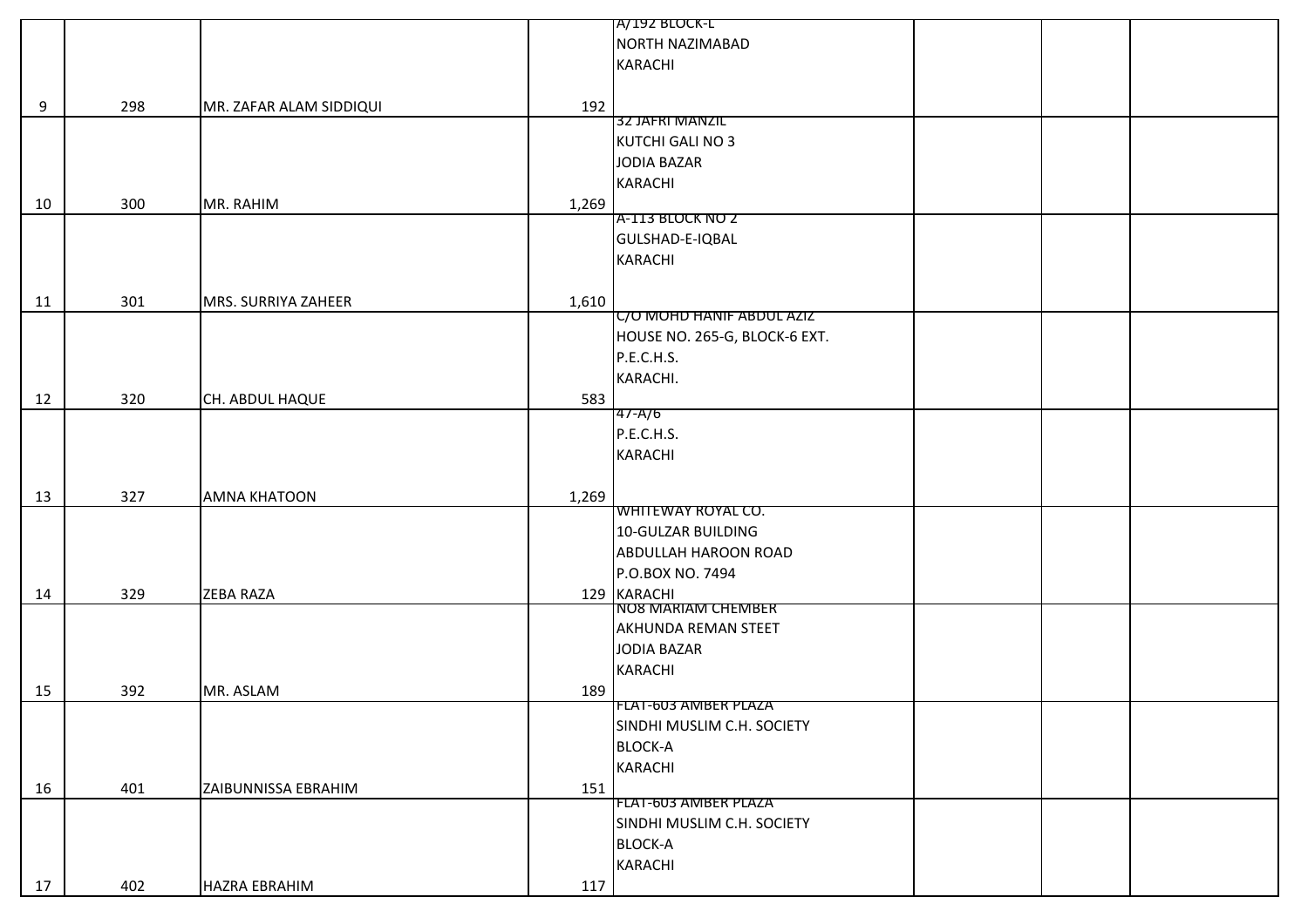| | | | | | | | |
|---|---|---|---|---|---|---|---|
| 9 | 298 | MR. ZAFAR ALAM SIDDIQUI | 192 | A/192 BLOCK-L NORTH NAZIMABAD KARACHI | | | |
| 10 | 300 | MR. RAHIM | 1,269 | 32 JAFRI MANZIL KUTCHI GALI NO 3 JODIA BAZAR KARACHI | | | |
| 11 | 301 | MRS. SURRIYA ZAHEER | 1,610 | A-113 BLOCK NO 2 GULSHAD-E-IQBAL KARACHI | | | |
| 12 | 320 | CH. ABDUL HAQUE | 583 | C/O MOHD HANIF ABDUL AZIZ HOUSE NO. 265-G, BLOCK-6 EXT. P.E.C.H.S. KARACHI. | | | |
| 13 | 327 | AMNA KHATOON | 1,269 | 47-A/6 P.E.C.H.S. KARACHI | | | |
| 14 | 329 | ZEBA RAZA | 129 | WHITEWAY ROYAL CO. 10-GULZAR BUILDING ABDULLAH HAROON ROAD P.O.BOX NO. 7494 KARACHI | | | |
| 15 | 392 | MR. ASLAM | 189 | NO8 MARIAM CHEMBER AKHUNDA REMAN STEET JODIA BAZAR KARACHI | | | |
| 16 | 401 | ZAIBUNNISSA EBRAHIM | 151 | FLAT-603 AMBER PLAZA SINDHI MUSLIM C.H. SOCIETY BLOCK-A KARACHI | | | |
| 17 | 402 | HAZRA EBRAHIM | 117 | FLAT-603 AMBER PLAZA SINDHI MUSLIM C.H. SOCIETY BLOCK-A KARACHI | | | |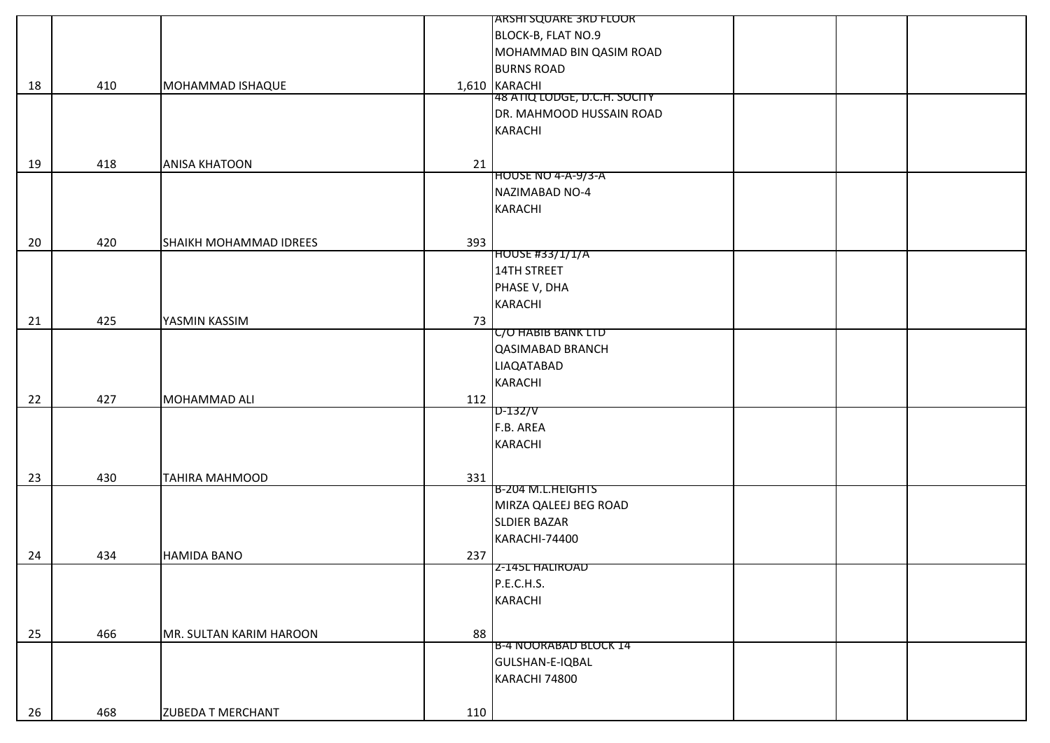| | | | | | | | |
|---|---|---|---|---|---|---|---|
| 18 | 410 | MOHAMMAD ISHAQUE | 1,610 | ARSHI SQUARE 3RD FLOOR BLOCK-B, FLAT NO.9 MOHAMMAD BIN QASIM ROAD BURNS ROAD KARACHI | | | |
| 19 | 418 | ANISA KHATOON | 21 | 48 ATIQ LODGE, D.C.H. SOCITY DR. MAHMOOD HUSSAIN ROAD KARACHI | | | |
| 20 | 420 | SHAIKH MOHAMMAD IDREES | 393 | HOUSE NO 4-A-9/3-A NAZIMABAD NO-4 KARACHI | | | |
| 21 | 425 | YASMIN KASSIM | 73 | HOUSE #33/1/1/A 14TH STREET PHASE V, DHA KARACHI | | | |
| 22 | 427 | MOHAMMAD ALI | 112 | C/O HABIB BANK LTD QASIMABAD BRANCH LIAQATABAD KARACHI | | | |
| 23 | 430 | TAHIRA MAHMOOD | 331 | D-132/V F.B. AREA KARACHI | | | |
| 24 | 434 | HAMIDA BANO | 237 | B-204 M.L.HEIGHTS MIRZA QALEEJ BEG ROAD SLDIER BAZAR KARACHI-74400 | | | |
| 25 | 466 | MR. SULTAN KARIM HAROON | 88 | 2-145L HALIROAD P.E.C.H.S. KARACHI | | | |
| 26 | 468 | ZUBEDA T MERCHANT | 110 | B-4 NOORABAD BLOCK 14 GULSHAN-E-IQBAL KARACHI 74800 | | | |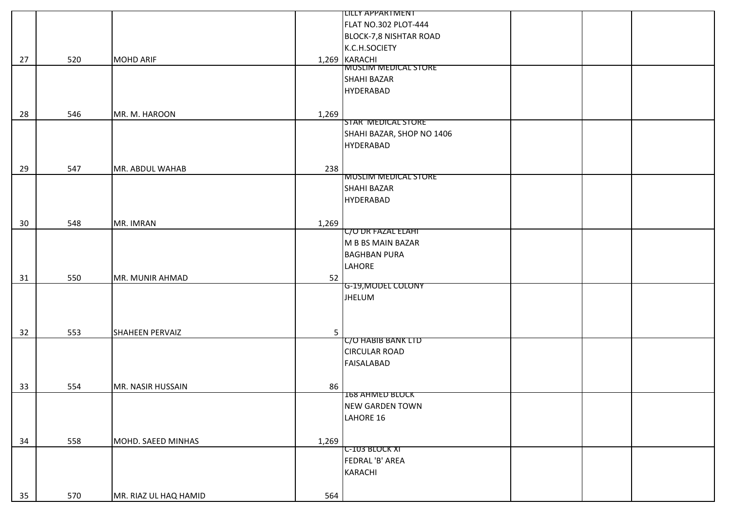| | | | | | | | |
|---|---|---|---|---|---|---|---|
| 27 | 520 | MOHD ARIF | 1,269 | LILLY APPARTMENT FLAT NO.302 PLOT-444 BLOCK-7,8 NISHTAR ROAD K.C.H.SOCIETY KARACHI | | | |
| 28 | 546 | MR. M. HAROON | 1,269 | MUSLIM MEDICAL STORE SHAHI BAZAR HYDERABAD | | | |
| 29 | 547 | MR. ABDUL WAHAB | 238 | STAR MEDICAL STORE SHAHI BAZAR, SHOP NO 1406 HYDERABAD | | | |
| 30 | 548 | MR. IMRAN | 1,269 | MUSLIM MEDICAL STORE SHAHI BAZAR HYDERABAD | | | |
| 31 | 550 | MR. MUNIR AHMAD | 52 | C/O DR FAZAL ELAHI M B BS MAIN BAZAR BAGHBAN PURA LAHORE | | | |
| 32 | 553 | SHAHEEN PERVAIZ | 5 | G-19,MODEL COLONY JHELUM | | | |
| 33 | 554 | MR. NASIR HUSSAIN | 86 | C/O HABIB BANK LTD CIRCULAR ROAD FAISALABAD | | | |
| 34 | 558 | MOHD. SAEED MINHAS | 1,269 | 168 AHMED BLOCK NEW GARDEN TOWN LAHORE 16 | | | |
| 35 | 570 | MR. RIAZ UL HAQ HAMID | 564 | C-103 BLOCK XI FEDRAL 'B' AREA KARACHI | | | |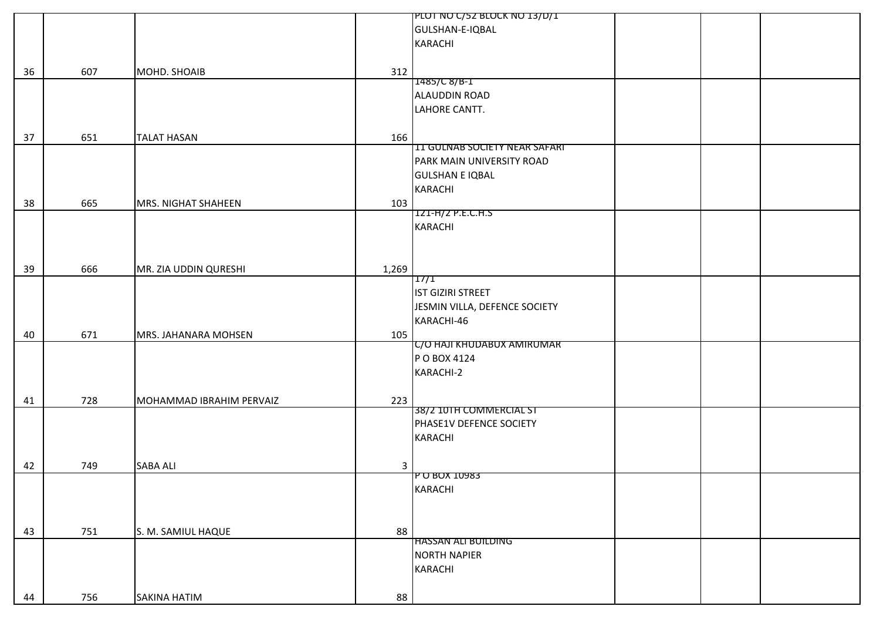|  |  |  |  |  |  |  |  |
|---|---|---|---|---|---|---|---|
| 36 | 607 | MOHD. SHOAIB | 312 | PLOT NO C/52 BLOCK NO 13/D/1 GULSHAN-E-IQBAL KARACHI |  |  |  |
| 37 | 651 | TALAT HASAN | 166 | 1485/C 8/B-1 ALAUDDIN ROAD LAHORE CANTT. |  |  |  |
| 38 | 665 | MRS. NIGHAT SHAHEEN | 103 | 11 GULNAB SOCIETY NEAR SAFARI PARK MAIN UNIVERSITY ROAD GULSHAN E IQBAL KARACHI |  |  |  |
| 39 | 666 | MR. ZIA UDDIN QURESHI | 1,269 | 121-H/2 P.E.C.H.S KARACHI |  |  |  |
| 40 | 671 | MRS. JAHANARA MOHSEN | 105 | 17/1 IST GIZIRI STREET JESMIN VILLA, DEFENCE SOCIETY KARACHI-46 |  |  |  |
| 41 | 728 | MOHAMMAD IBRAHIM PERVAIZ | 223 | C/O HAJI KHUDABUX AMIRUMAR P O BOX 4124 KARACHI-2 |  |  |  |
| 42 | 749 | SABA ALI | 3 | 38/2 10TH COMMERCIAL ST PHASE1V DEFENCE SOCIETY KARACHI |  |  |  |
| 43 | 751 | S. M. SAMIUL HAQUE | 88 | P O BOX 10983 KARACHI |  |  |  |
| 44 | 756 | SAKINA HATIM | 88 | HASSAN ALI BUILDING NORTH NAPIER KARACHI |  |  |  |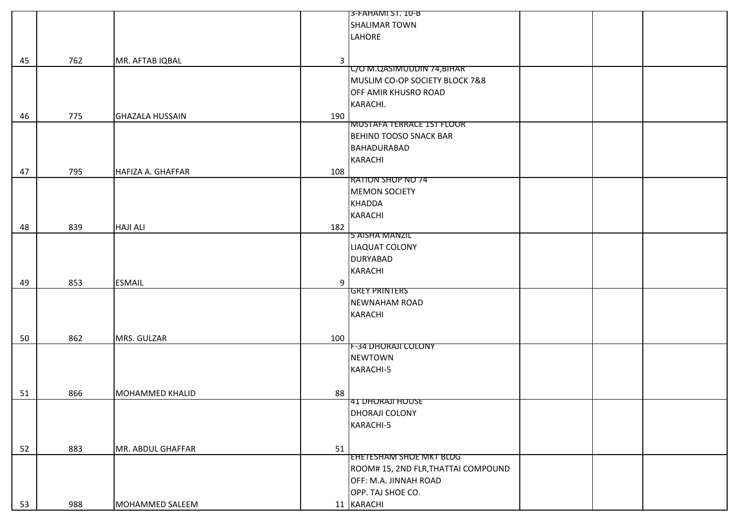|  |  |  |  |  |  |  |  |
|---|---|---|---|---|---|---|---|
| 45 | 762 | MR. AFTAB IQBAL | 3 | 3-FAHAMI ST. 10-B SHALIMAR TOWN LAHORE |  |  |  |
| 46 | 775 | GHAZALA HUSSAIN | 190 | C/O M.QASIMUDDIN 74,BIHAR MUSLIM CO-OP SOCIETY BLOCK 7&8 OFF AMIR KHUSRO ROAD KARACHI. |  |  |  |
| 47 | 795 | HAFIZA A. GHAFFAR | 108 | MUSTAFA TERRACE 1ST FLOOR BEHIND TOOSO SNACK BAR BAHADURABAD KARACHI |  |  |  |
| 48 | 839 | HAJI ALI | 182 | RATION SHOP NO 74 MEMON SOCIETY KHADDA KARACHI |  |  |  |
| 49 | 853 | ESMAIL | 9 | 5 AISHA MANZIL LIAQUAT COLONY DURYABAD KARACHI |  |  |  |
| 50 | 862 | MRS. GULZAR | 100 | GREY PRINTERS NEWNAHAM ROAD KARACHI |  |  |  |
| 51 | 866 | MOHAMMED KHALID | 88 | F-34 DHORAJI COLONY NEWTOWN KARACHI-5 |  |  |  |
| 52 | 883 | MR. ABDUL GHAFFAR | 51 | 41 DHORAJI HOUSE DHORAJI COLONY KARACHI-5 |  |  |  |
| 53 | 988 | MOHAMMED SALEEM | 11 | EHETESHAM SHOE MKT BLDG ROOM# 15, 2ND FLR,THATTAI COMPOUND OFF: M.A. JINNAH ROAD OPP. TAJ SHOE CO. KARACHI |  |  |  |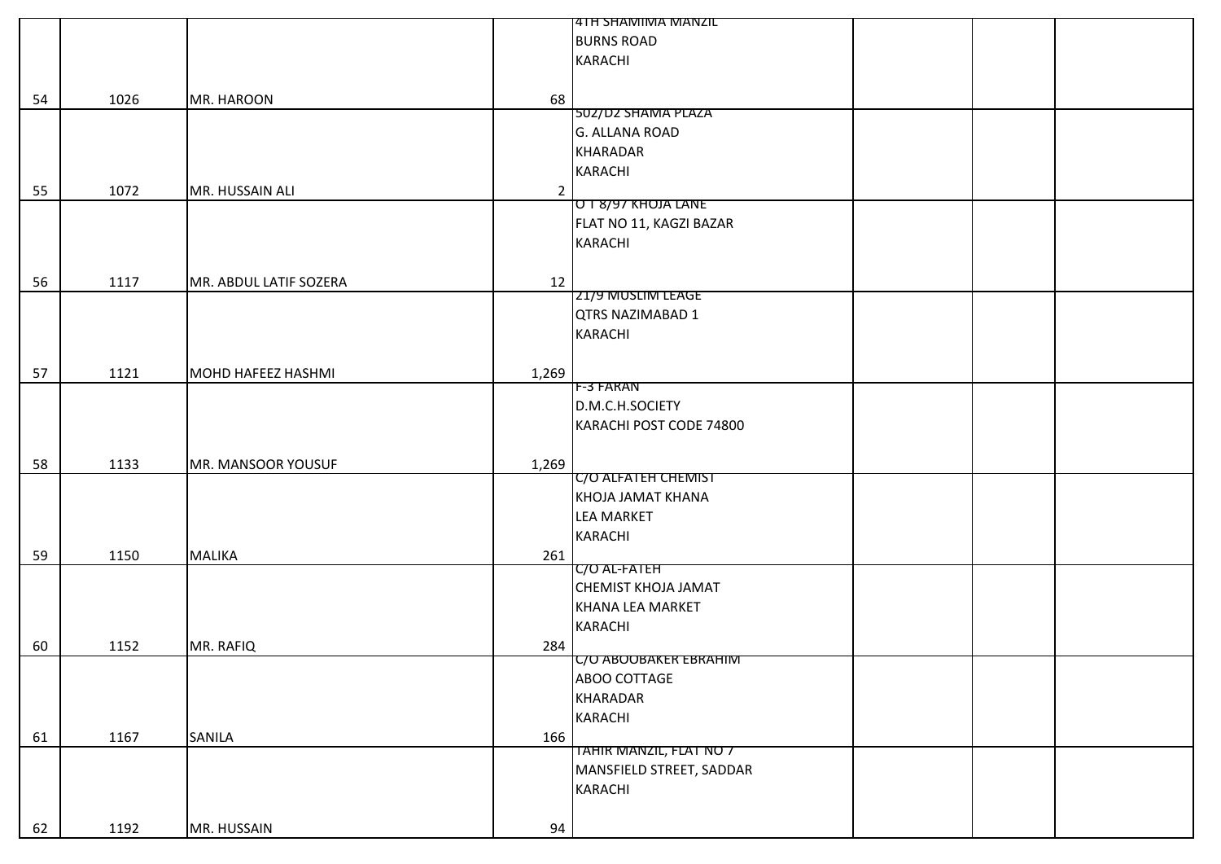| | | | | | | | |
|---|---|---|---|---|---|---|---|
| 54 | 1026 | MR. HAROON | 68 | 4TH SHAMIMA MANZIL BURNS ROAD KARACHI | | | |
| 55 | 1072 | MR. HUSSAIN ALI | 2 | 502/D2 SHAMA PLAZA G. ALLANA ROAD KHARADAR KARACHI | | | |
| 56 | 1117 | MR. ABDUL LATIF SOZERA | 12 | O T 8/97 KHOJA LANE FLAT NO 11, KAGZI BAZAR KARACHI | | | |
| 57 | 1121 | MOHD HAFEEZ HASHMI | 1,269 | 21/9 MUSLIM LEAGE QTRS NAZIMABAD 1 KARACHI | | | |
| 58 | 1133 | MR. MANSOOR YOUSUF | 1,269 | F-3 FARAN D.M.C.H.SOCIETY KARACHI POST CODE 74800 | | | |
| 59 | 1150 | MALIKA | 261 | C/O ALFATEH CHEMIST KHOJA JAMAT KHANA LEA MARKET KARACHI | | | |
| 60 | 1152 | MR. RAFIQ | 284 | C/O AL-FATEH CHEMIST KHOJA JAMAT KHANA LEA MARKET KARACHI | | | |
| 61 | 1167 | SANILA | 166 | C/O ABOOBAKER EBRAHIM ABOO COTTAGE KHARADAR KARACHI | | | |
| 62 | 1192 | MR. HUSSAIN | 94 | TAHIR MANZIL, FLAT NO 7 MANSFIELD STREET, SADDAR KARACHI | | | |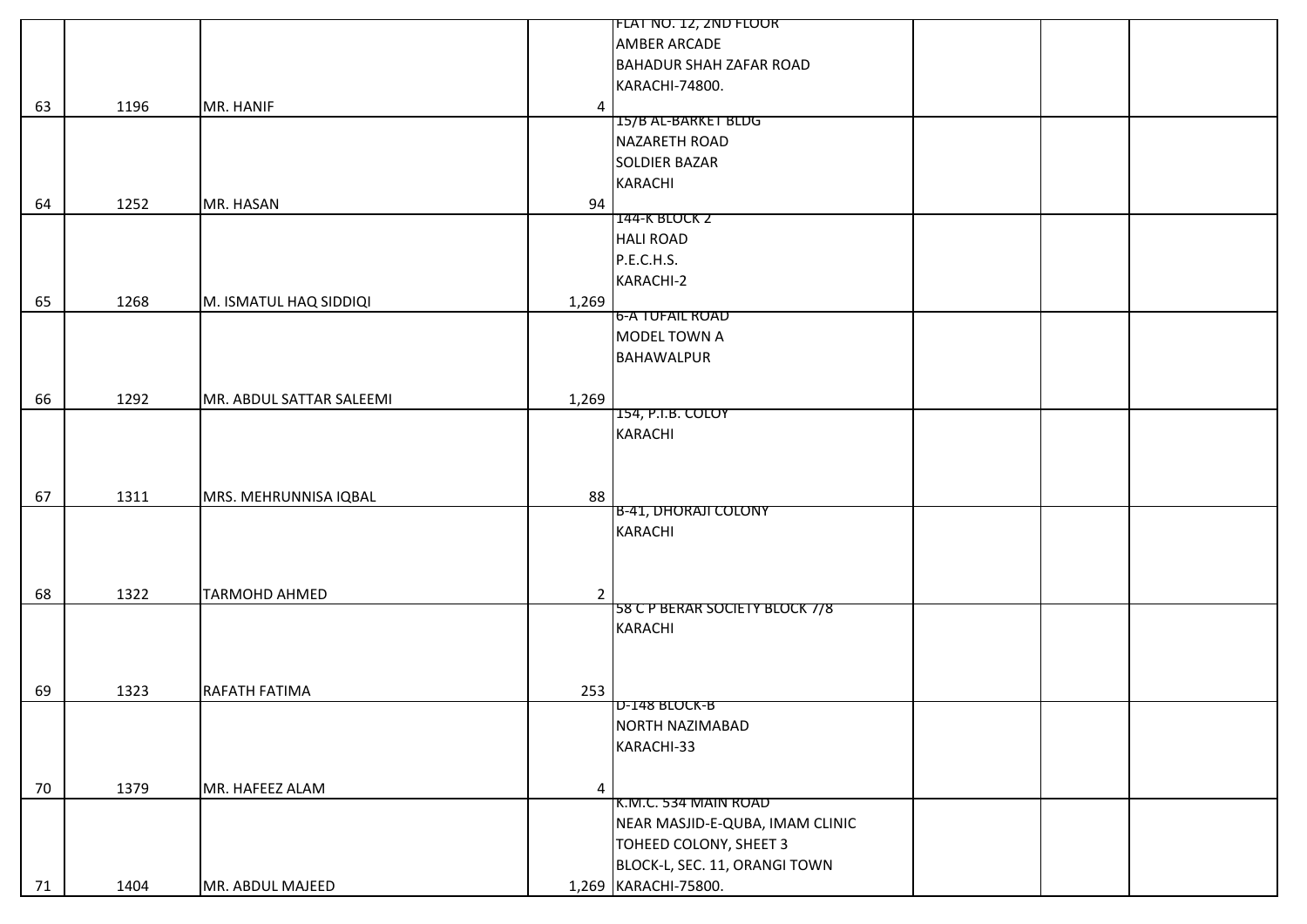| | | | | | | | |
|---|---|---|---|---|---|---|---|
| 63 | 1196 | MR. HANIF | 4 | FLAT NO. 12, 2ND FLOOR<br>AMBER ARCADE<br>BAHADUR SHAH ZAFAR ROAD<br>KARACHI-74800. | | | |
| 64 | 1252 | MR. HASAN | 94 | 15/B AL-BARKET BLDG<br>NAZARETH ROAD<br>SOLDIER BAZAR<br>KARACHI | | | |
| 65 | 1268 | M. ISMATUL HAQ SIDDIQI | 1,269 | 144-K BLOCK 2<br>HALI ROAD<br>P.E.C.H.S.<br>KARACHI-2 | | | |
| 66 | 1292 | MR. ABDUL SATTAR SALEEMI | 1,269 | 6-A TUFAIL ROAD<br>MODEL TOWN A<br>BAHAWALPUR | | | |
| 67 | 1311 | MRS. MEHRUNNISA IQBAL | 88 | 154, P.I.B. COLOY<br>KARACHI | | | |
| 68 | 1322 | TARMOHD AHMED | 2 | B-41, DHORAJI COLONY<br>KARACHI | | | |
| 69 | 1323 | RAFATH FATIMA | 253 | 58 C P BERAR SOCIETY BLOCK 7/8<br>KARACHI | | | |
| 70 | 1379 | MR. HAFEEZ ALAM | 4 | D-148 BLOCK-B<br>NORTH NAZIMABAD<br>KARACHI-33 | | | |
| 71 | 1404 | MR. ABDUL MAJEED | 1,269 | K.M.C. 534 MAIN ROAD<br>NEAR MASJID-E-QUBA, IMAM CLINIC<br>TOHEED COLONY, SHEET 3<br>BLOCK-L, SEC. 11, ORANGI TOWN<br>KARACHI-75800. | | | |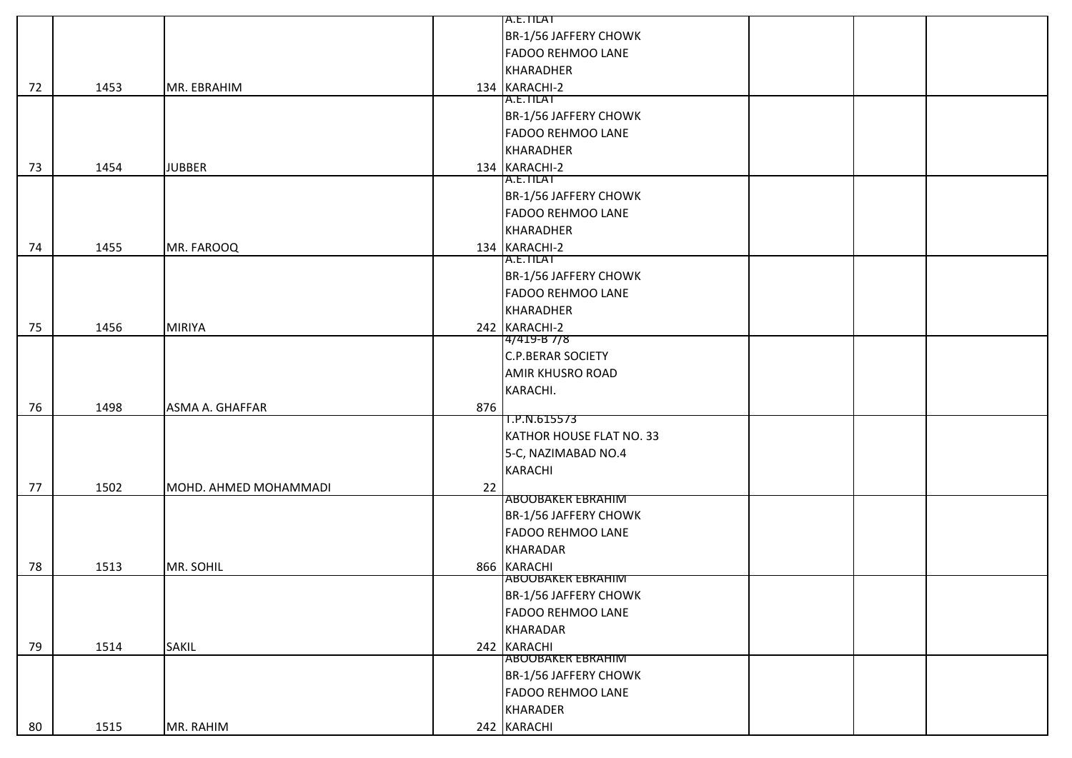| | | | | | | | |
|---|---|---|---|---|---|---|---|
| 72 | 1453 | MR. EBRAHIM | 134 | A.E.TILAT BR-1/56 JAFFERY CHOWK FADOO REHMOO LANE KHARADHER KARACHI-2 | | | |
| 73 | 1454 | JUBBER | 134 | A.E.TILAT BR-1/56 JAFFERY CHOWK FADOO REHMOO LANE KHARADHER KARACHI-2 | | | |
| 74 | 1455 | MR. FAROOQ | 134 | A.E.TILAT BR-1/56 JAFFERY CHOWK FADOO REHMOO LANE KHARADHER KARACHI-2 | | | |
| 75 | 1456 | MIRIYA | 242 | A.E.TILAT BR-1/56 JAFFERY CHOWK FADOO REHMOO LANE KHARADHER KARACHI-2 | | | |
| 76 | 1498 | ASMA A. GHAFFAR | 876 | 4/419-B 7/8 C.P.BERAR SOCIETY AMIR KHUSRO ROAD KARACHI. | | | |
| 77 | 1502 | MOHD. AHMED MOHAMMADI | 22 | T.P.N.615573 KATHOR HOUSE FLAT NO. 33 5-C, NAZIMABAD NO.4 KARACHI | | | |
| 78 | 1513 | MR. SOHIL | 866 | ABOOBAKER EBRAHIM BR-1/56 JAFFERY CHOWK FADOO REHMOO LANE KHARADAR KARACHI | | | |
| 79 | 1514 | SAKIL | 242 | ABOOBAKER EBRAHIM BR-1/56 JAFFERY CHOWK FADOO REHMOO LANE KHARADAR KARACHI | | | |
| 80 | 1515 | MR. RAHIM | 242 | ABOOBAKER EBRAHIM BR-1/56 JAFFERY CHOWK FADOO REHMOO LANE KHARADER KARACHI | | | |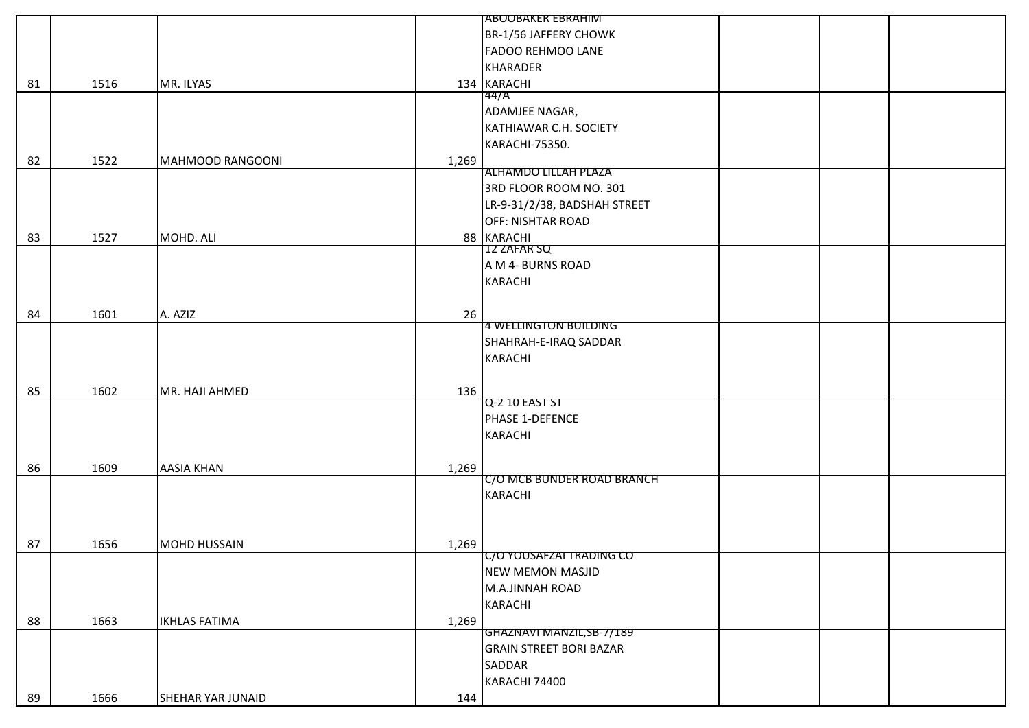| | | | | | | | |
|---|---|---|---|---|---|---|---|
| 81 | 1516 | MR. ILYAS | 134 | ABOOBAKER EBRAHIM<br>BR-1/56 JAFFERY CHOWK<br>FADOO REHMOO LANE<br>KHARADER<br>KARACHI | | | |
| 82 | 1522 | MAHMOOD RANGOONI | 1,269 | 44/A<br>ADAMJEE NAGAR,<br>KATHIAWAR C.H. SOCIETY<br>KARACHI-75350. | | | |
| 83 | 1527 | MOHD. ALI | 88 | ALHAMDO LILLAH PLAZA<br>3RD FLOOR ROOM NO. 301<br>LR-9-31/2/38, BADSHAH STREET<br>OFF: NISHTAR ROAD<br>KARACHI | | | |
| 84 | 1601 | A. AZIZ | 26 | 12 ZAFAR SQ<br>A M 4- BURNS ROAD<br>KARACHI | | | |
| 85 | 1602 | MR. HAJI AHMED | 136 | 4 WELLINGTON BUILDING<br>SHAHRAH-E-IRAQ SADDAR<br>KARACHI | | | |
| 86 | 1609 | AASIA KHAN | 1,269 | Q-2 10 EAST ST<br>PHASE 1-DEFENCE<br>KARACHI | | | |
| 87 | 1656 | MOHD HUSSAIN | 1,269 | C/O MCB BUNDER ROAD BRANCH<br>KARACHI | | | |
| 88 | 1663 | IKHLAS FATIMA | 1,269 | C/O YOUSAFZAI TRADING CO<br>NEW MEMON MASJID<br>M.A.JINNAH ROAD<br>KARACHI | | | |
| 89 | 1666 | SHEHAR YAR JUNAID | 144 | GHAZNAVI MANZIL,SB-7/189<br>GRAIN STREET BORI BAZAR<br>SADDAR<br>KARACHI 74400 | | | |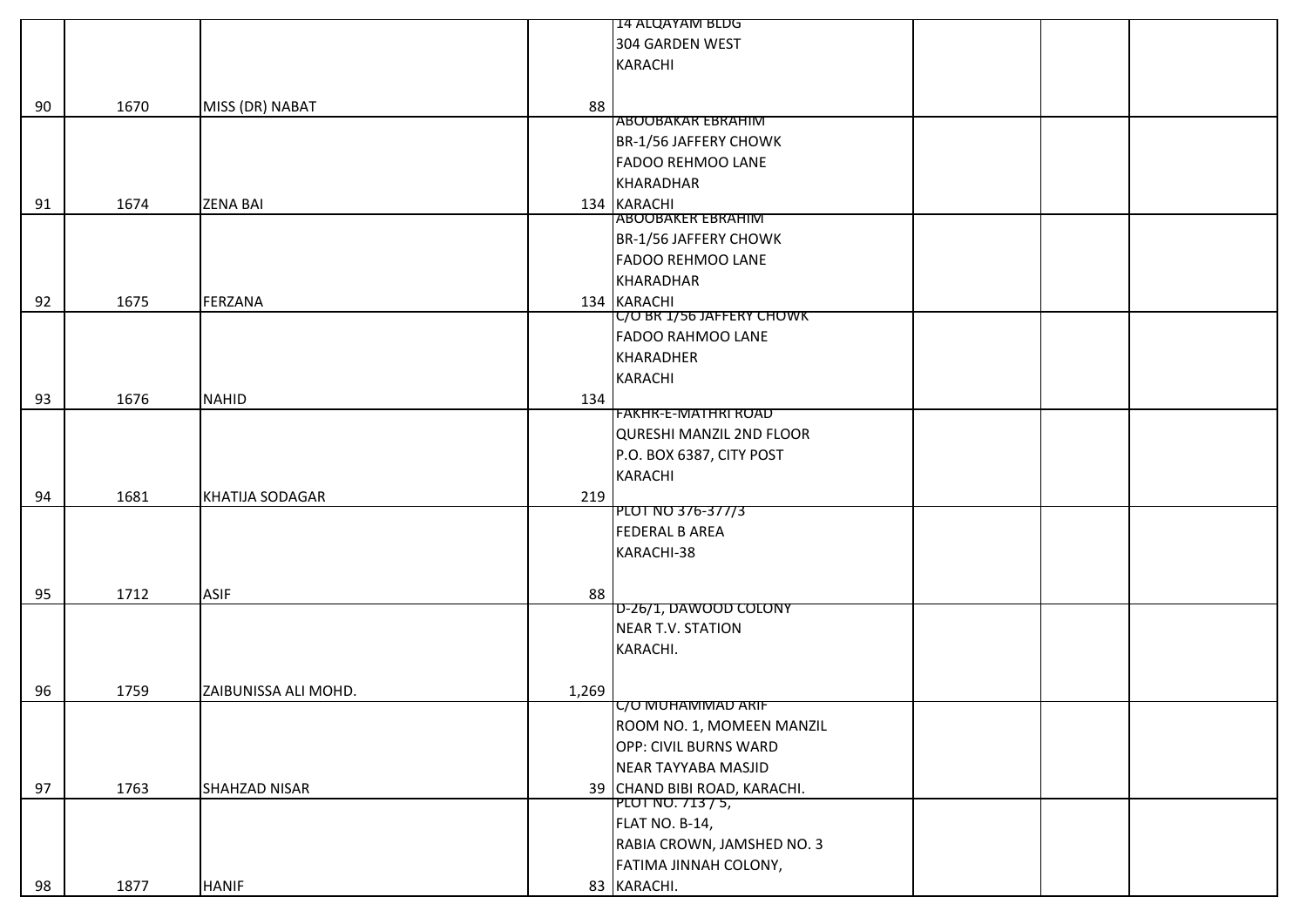| | | | | | | | |
|---|---|---|---|---|---|---|---|
| 90 | 1670 | MISS (DR) NABAT | 88 | 14 ALQAYAM BLDG 304 GARDEN WEST KARACHI | | | |
| 91 | 1674 | ZENA BAI | 134 | ABOOBAKAR EBRAHIM BR-1/56 JAFFERY CHOWK FADOO REHMOO LANE KHARADHAR KARACHI | | | |
| 92 | 1675 | FERZANA | 134 | ABOOBAKER EBRAHIM BR-1/56 JAFFERY CHOWK FADOO REHMOO LANE KHARADHAR KARACHI | | | |
| 93 | 1676 | NAHID | 134 | C/O BR 1/56 JAFFERY CHOWK FADOO RAHMOO LANE KHARADHER KARACHI | | | |
| 94 | 1681 | KHATIJA SODAGAR | 219 | FAKHR-E-MATHRI ROAD QURESHI MANZIL 2ND FLOOR P.O. BOX 6387, CITY POST KARACHI | | | |
| 95 | 1712 | ASIF | 88 | PLOT NO 376-377/3 FEDERAL B AREA KARACHI-38 | | | |
| 96 | 1759 | ZAIBUNISSA ALI MOHD. | 1,269 | D-26/1, DAWOOD COLONY NEAR T.V. STATION KARACHI. | | | |
| 97 | 1763 | SHAHZAD NISAR | 39 | C/O MUHAMMAD ARIF ROOM NO. 1, MOMEEN MANZIL OPP: CIVIL BURNS WARD NEAR TAYYABA MASJID CHAND BIBI ROAD, KARACHI. | | | |
| 98 | 1877 | HANIF | 83 | PLOT NO. 713 / 5, FLAT NO. B-14, RABIA CROWN, JAMSHED NO. 3 FATIMA JINNAH COLONY, KARACHI. | | | |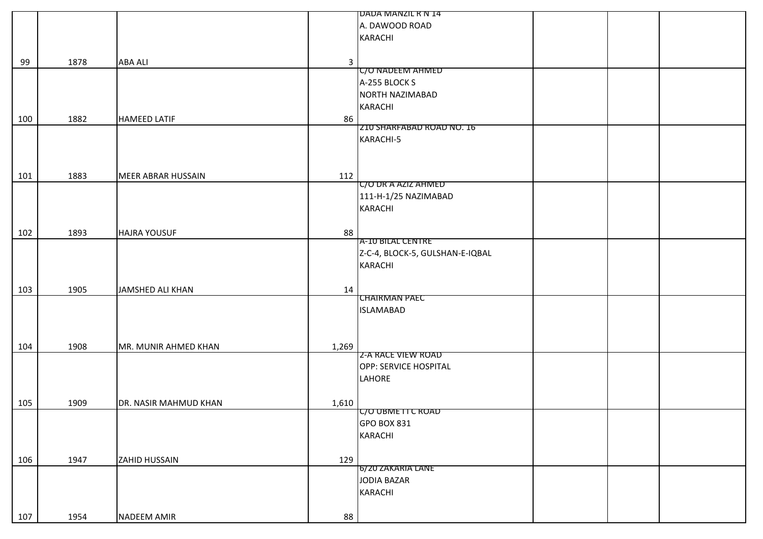| | | | | | | | |
|---|---|---|---|---|---|---|---|
| 99 | 1878 | ABA ALI | 3 | DADA MANZIL R N 14 A. DAWOOD ROAD KARACHI | | | |
| 100 | 1882 | HAMEED LATIF | 86 | C/O NADEEM AHMED A-255 BLOCK S NORTH NAZIMABAD KARACHI | | | |
| 101 | 1883 | MEER ABRAR HUSSAIN | 112 | 210 SHARFABAD ROAD NO. 16 KARACHI-5 | | | |
| 102 | 1893 | HAJRA YOUSUF | 88 | C/O DR A AZIZ AHMED 111-H-1/25 NAZIMABAD KARACHI | | | |
| 103 | 1905 | JAMSHED ALI KHAN | 14 | A-10 BILAL CENTRE Z-C-4, BLOCK-5, GULSHAN-E-IQBAL KARACHI | | | |
| 104 | 1908 | MR. MUNIR AHMED KHAN | 1,269 | CHAIRMAN PAEC ISLAMABAD | | | |
| 105 | 1909 | DR. NASIR MAHMUD KHAN | 1,610 | 2-A RACE VIEW ROAD OPP: SERVICE HOSPITAL LAHORE | | | |
| 106 | 1947 | ZAHID HUSSAIN | 129 | C/O UBME I I C ROAD GPO BOX 831 KARACHI | | | |
| 107 | 1954 | NADEEM AMIR | 88 | 6/20 ZAKARIA LANE JODIA BAZAR KARACHI | | | |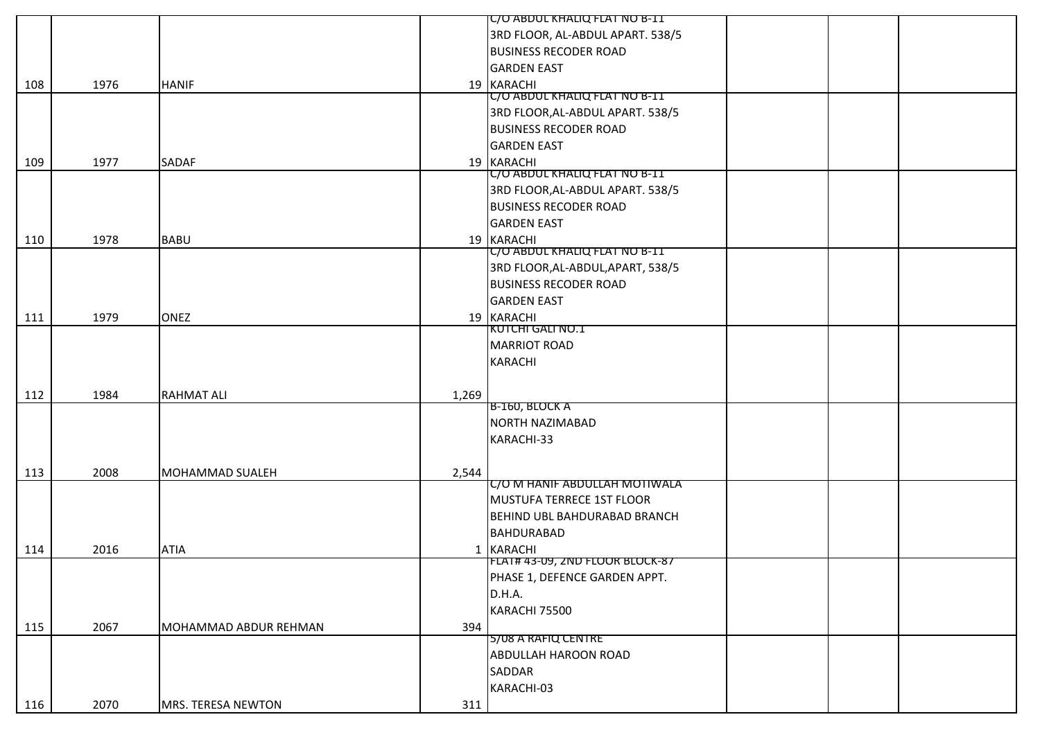| | | | | | | | |
|---|---|---|---|---|---|---|---|
| 108 | 1976 | HANIF | 19 | C/O ABDUL KHALIQ FLAT NO B-11 3RD FLOOR, AL-ABDUL APART. 538/5 BUSINESS RECODER ROAD GARDEN EAST KARACHI | | | |
| 109 | 1977 | SADAF | 19 | C/O ABDUL KHALIQ FLAT NO B-11 3RD FLOOR,AL-ABDUL APART. 538/5 BUSINESS RECODER ROAD GARDEN EAST KARACHI | | | |
| 110 | 1978 | BABU | 19 | C/O ABDUL KHALIQ FLAT NO B-11 3RD FLOOR,AL-ABDUL APART. 538/5 BUSINESS RECODER ROAD GARDEN EAST KARACHI | | | |
| 111 | 1979 | ONEZ | 19 | C/O ABDUL KHALIQ FLAT NO B-11 3RD FLOOR,AL-ABDUL,APART, 538/5 BUSINESS RECODER ROAD GARDEN EAST KARACHI | | | |
| 112 | 1984 | RAHMAT ALI | 1,269 | KUTCHI GALI NO.1 MARRIOT ROAD KARACHI | | | |
| 113 | 2008 | MOHAMMAD SUALEH | 2,544 | B-160, BLOCK A NORTH NAZIMABAD KARACHI-33 | | | |
| 114 | 2016 | ATIA | 1 | C/O M HANIF ABDULLAH MOTIWALA MUSTUFA TERRECE 1ST FLOOR BEHIND UBL BAHDURABAD BRANCH BAHDURABAD KARACHI | | | |
| 115 | 2067 | MOHAMMAD ABDUR REHMAN | 394 | FLAT# 43-09, 2ND FLOOR BLOCK-87 PHASE 1, DEFENCE GARDEN APPT. D.H.A. KARACHI 75500 | | | |
| 116 | 2070 | MRS. TERESA NEWTON | 311 | 5/08 A RAFIQ CENTRE ABDULLAH HAROON ROAD SADDAR KARACHI-03 | | | |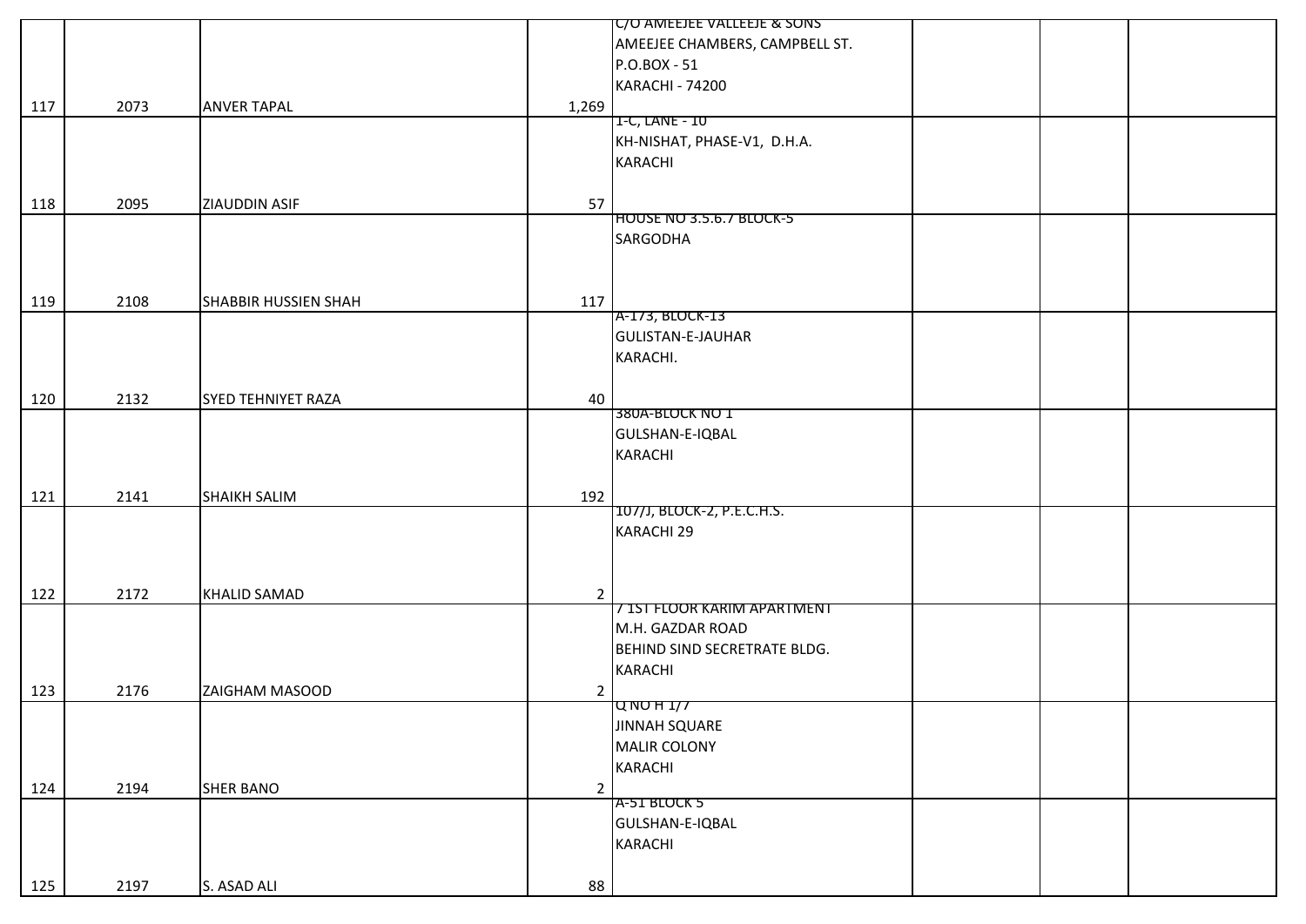| | | | | | | | |
|---|---|---|---|---|---|---|---|
| 117 | 2073 | ANVER TAPAL | 1,269 | C/O AMEEJEE VALLEEJE & SONS<br>AMEEJEE CHAMBERS, CAMPBELL ST.<br>P.O.BOX - 51<br>KARACHI - 74200 | | | |
| 118 | 2095 | ZIAUDDIN ASIF | 57 | 1-C, LANE - 10<br>KH-NISHAT, PHASE-V1, D.H.A.<br>KARACHI | | | |
| 119 | 2108 | SHABBIR HUSSIEN SHAH | 117 | HOUSE NO 3.5.6.7 BLOCK-5<br>SARGODHA | | | |
| 120 | 2132 | SYED TEHNIYET RAZA | 40 | A-173, BLOCK-13<br>GULISTAN-E-JAUHAR<br>KARACHI. | | | |
| 121 | 2141 | SHAIKH SALIM | 192 | 380A-BLOCK NO 1<br>GULSHAN-E-IQBAL<br>KARACHI | | | |
| 122 | 2172 | KHALID SAMAD | 2 | 107/J, BLOCK-2, P.E.C.H.S.<br>KARACHI 29 | | | |
| 123 | 2176 | ZAIGHAM MASOOD | 2 | 7 1ST FLOOR KARIM APARTMENT<br>M.H. GAZDAR ROAD<br>BEHIND SIND SECRETRATE BLDG.<br>KARACHI | | | |
| 124 | 2194 | SHER BANO | 2 | Q NO H 1/7<br>JINNAH SQUARE<br>MALIR COLONY<br>KARACHI | | | |
| 125 | 2197 | S. ASAD ALI | 88 | A-51 BLOCK 5<br>GULSHAN-E-IQBAL<br>KARACHI | | | |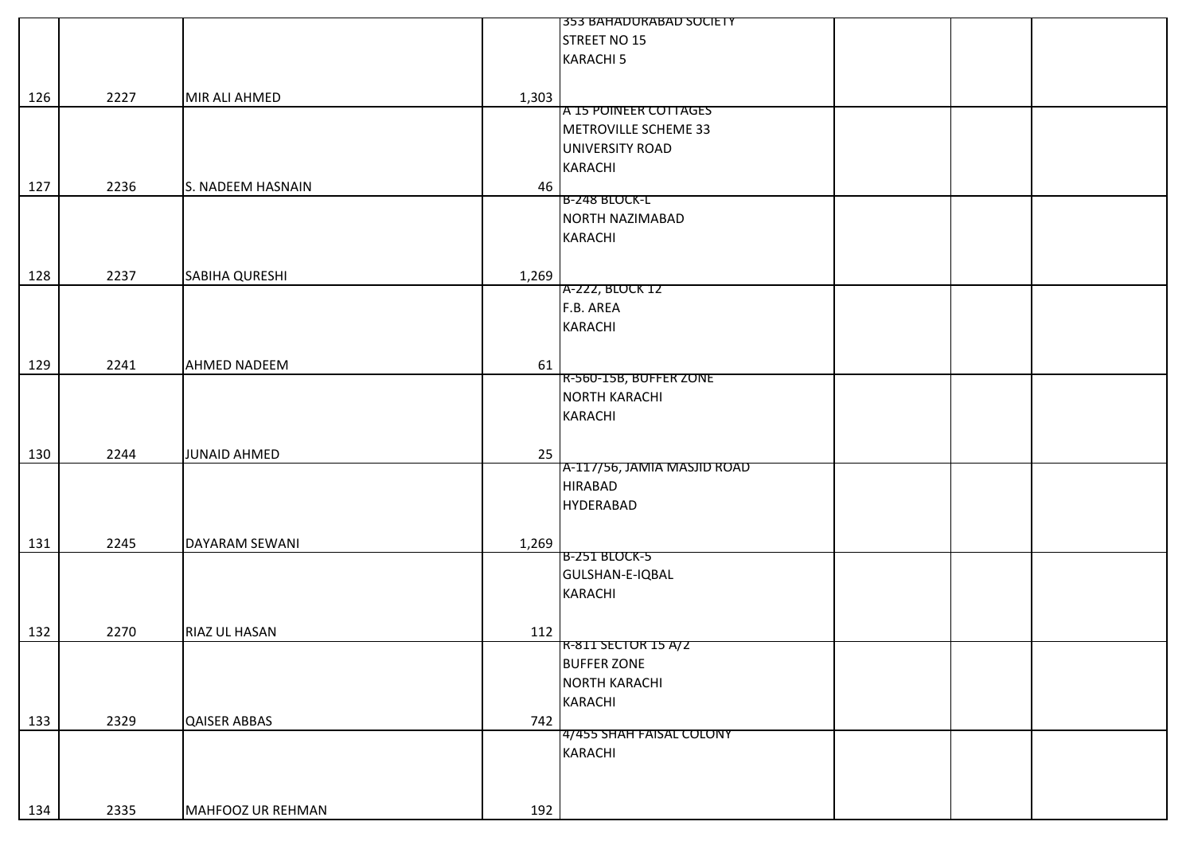| | | | | | | | |
|---|---|---|---|---|---|---|---|
| 126 | 2227 | MIR ALI AHMED | 1,303 | 353 BAHADURABAD SOCIETY<br>STREET NO 15<br>KARACHI 5 | | | |
| 127 | 2236 | S. NADEEM HASNAIN | 46 | A 15 POINEER COTTAGES<br>METROVILLE SCHEME 33<br>UNIVERSITY ROAD<br>KARACHI | | | |
| 128 | 2237 | SABIHA QURESHI | 1,269 | B-248 BLOCK-L<br>NORTH NAZIMABAD<br>KARACHI | | | |
| 129 | 2241 | AHMED NADEEM | 61 | A-222, BLOCK 12<br>F.B. AREA<br>KARACHI | | | |
| 130 | 2244 | JUNAID AHMED | 25 | R-560-15B, BUFFER ZONE<br>NORTH KARACHI<br>KARACHI | | | |
| 131 | 2245 | DAYARAM SEWANI | 1,269 | A-117/56, JAMIA MASJID ROAD<br>HIRABAD<br>HYDERABAD | | | |
| 132 | 2270 | RIAZ UL HASAN | 112 | B-251 BLOCK-5<br>GULSHAN-E-IQBAL<br>KARACHI | | | |
| 133 | 2329 | QAISER ABBAS | 742 | R-811 SECTOR 15 A/2<br>BUFFER ZONE<br>NORTH KARACHI<br>KARACHI | | | |
| 134 | 2335 | MAHFOOZ UR REHMAN | 192 | 4/455 SHAH FAISAL COLONY<br>KARACHI | | | |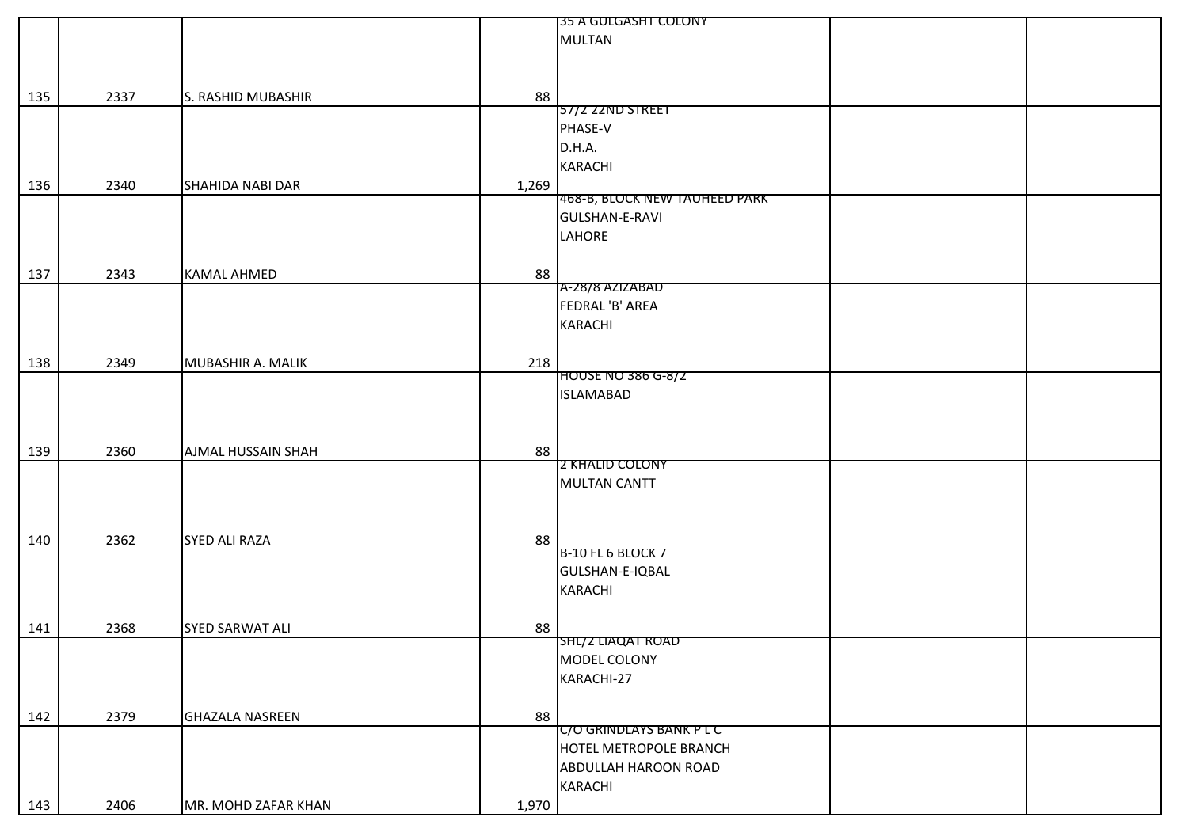| | | | | | | | |
|---|---|---|---|---|---|---|---|
| 135 | 2337 | S. RASHID MUBASHIR | 88 | 35 A GULGASHT COLONY MULTAN | | | |
| 136 | 2340 | SHAHIDA NABI DAR | 1,269 | 57/2 22ND STREET PHASE-V D.H.A. KARACHI | | | |
| 137 | 2343 | KAMAL AHMED | 88 | 468-B, BLOCK NEW TAUHEED PARK GULSHAN-E-RAVI LAHORE | | | |
| 138 | 2349 | MUBASHIR A. MALIK | 218 | A-28/8 AZIZABAD FEDRAL 'B' AREA KARACHI | | | |
| 139 | 2360 | AJMAL HUSSAIN SHAH | 88 | HOUSE NO 386 G-8/2 ISLAMABAD | | | |
| 140 | 2362 | SYED ALI RAZA | 88 | 2 KHALID COLONY MULTAN CANTT | | | |
| 141 | 2368 | SYED SARWAT ALI | 88 | B-10 FL 6 BLOCK 7 GULSHAN-E-IQBAL KARACHI | | | |
| 142 | 2379 | GHAZALA NASREEN | 88 | SHL/2 LIAQAT ROAD MODEL COLONY KARACHI-27 | | | |
| 143 | 2406 | MR. MOHD ZAFAR KHAN | 1,970 | C/O GRINDLAYS BANK P L C HOTEL METROPOLE BRANCH ABDULLAH HAROON ROAD KARACHI | | | |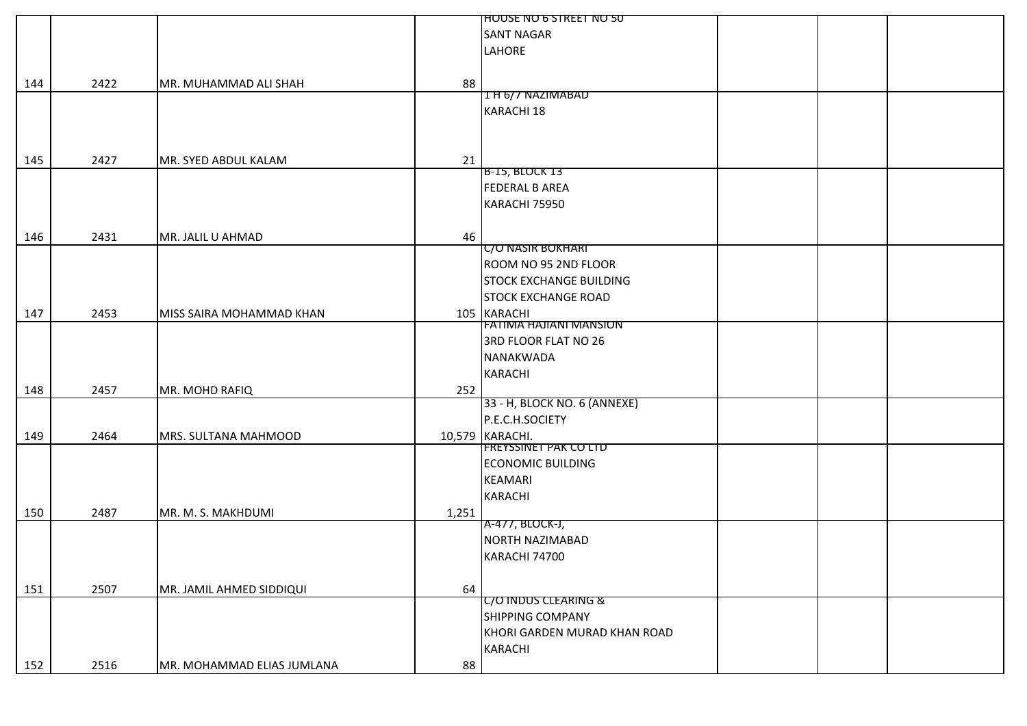| | | | | | | | |
|---|---|---|---|---|---|---|---|
| 144 | 2422 | MR. MUHAMMAD ALI SHAH | 88 | HOUSE NO 6 STREET NO 50 SANT NAGAR LAHORE | | | |
| 145 | 2427 | MR. SYED ABDUL KALAM | 21 | 1 H 6/7 NAZIMABAD KARACHI 18 | | | |
| 146 | 2431 | MR. JALIL U AHMAD | 46 | B-15, BLOCK 13 FEDERAL B AREA KARACHI 75950 | | | |
| 147 | 2453 | MISS SAIRA MOHAMMAD KHAN | 105 | C/O NASIR BOKHARI ROOM NO 95 2ND FLOOR STOCK EXCHANGE BUILDING STOCK EXCHANGE ROAD KARACHI | | | |
| 148 | 2457 | MR. MOHD RAFIQ | 252 | FATIMA HAJIANI MANSION 3RD FLOOR FLAT NO 26 NANAKWADA KARACHI | | | |
| 149 | 2464 | MRS. SULTANA MAHMOOD | 10,579 | 33 - H, BLOCK NO. 6 (ANNEXE) P.E.C.H.SOCIETY KARACHI. | | | |
| 150 | 2487 | MR. M. S. MAKHDUMI | 1,251 | FREYSSINET PAK CO LTD ECONOMIC BUILDING KEAMARI KARACHI | | | |
| 151 | 2507 | MR. JAMIL AHMED SIDDIQUI | 64 | A-477, BLOCK-J, NORTH NAZIMABAD KARACHI 74700 | | | |
| 152 | 2516 | MR. MOHAMMAD ELIAS JUMLANA | 88 | C/O INDUS CLEARING & SHIPPING COMPANY KHORI GARDEN MURAD KHAN ROAD KARACHI | | | |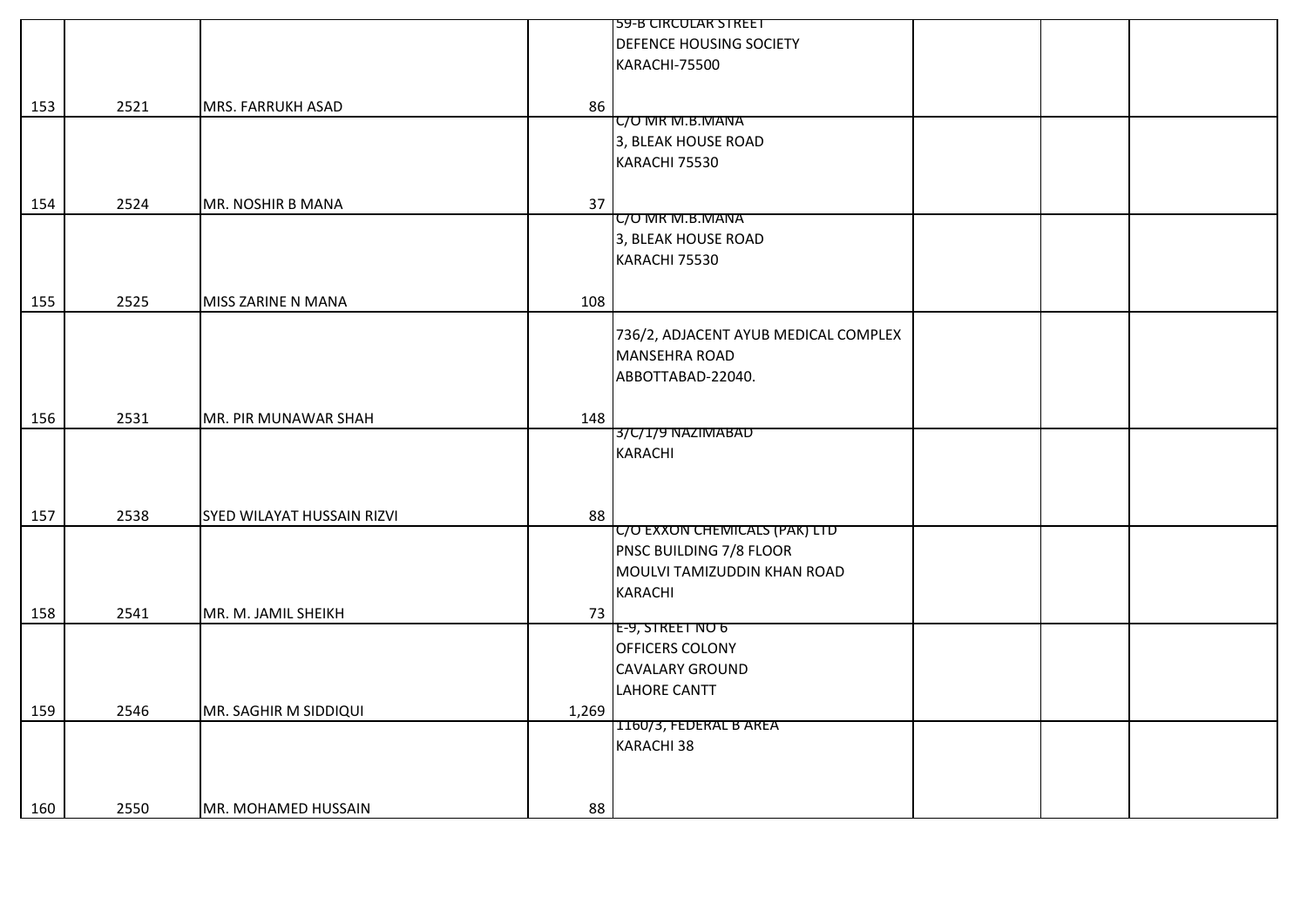|  |  |  |  |  |  |  |  |
|---|---|---|---|---|---|---|---|
| 153 | 2521 | MRS. FARRUKH ASAD | 86 | 59-B CIRCULAR STREET<br>DEFENCE HOUSING SOCIETY<br>KARACHI-75500 |  |  |  |
| 154 | 2524 | MR. NOSHIR B MANA | 37 | C/O MR M.B.MANA<br>3, BLEAK HOUSE ROAD<br>KARACHI 75530 |  |  |  |
| 155 | 2525 | MISS ZARINE N MANA | 108 | C/O MR M.B.MANA<br>3, BLEAK HOUSE ROAD<br>KARACHI 75530 |  |  |  |
| 156 | 2531 | MR. PIR MUNAWAR SHAH | 148 | 736/2, ADJACENT AYUB MEDICAL COMPLEX<br>MANSEHRA ROAD<br>ABBOTTABAD-22040. |  |  |  |
| 157 | 2538 | SYED WILAYAT HUSSAIN RIZVI | 88 | 3/C/1/9 NAZIMABAD<br>KARACHI |  |  |  |
| 158 | 2541 | MR. M. JAMIL SHEIKH | 73 | C/O EXXON CHEMICALS (PAK) LTD<br>PNSC BUILDING 7/8 FLOOR<br>MOULVI TAMIZUDDIN KHAN ROAD<br>KARACHI |  |  |  |
| 159 | 2546 | MR. SAGHIR M SIDDIQUI | 1,269 | E-9, STREET NO 6<br>OFFICERS COLONY<br>CAVALARY GROUND<br>LAHORE CANTT |  |  |  |
| 160 | 2550 | MR. MOHAMED HUSSAIN | 88 | 1160/3, FEDERAL B AREA<br>KARACHI 38 |  |  |  |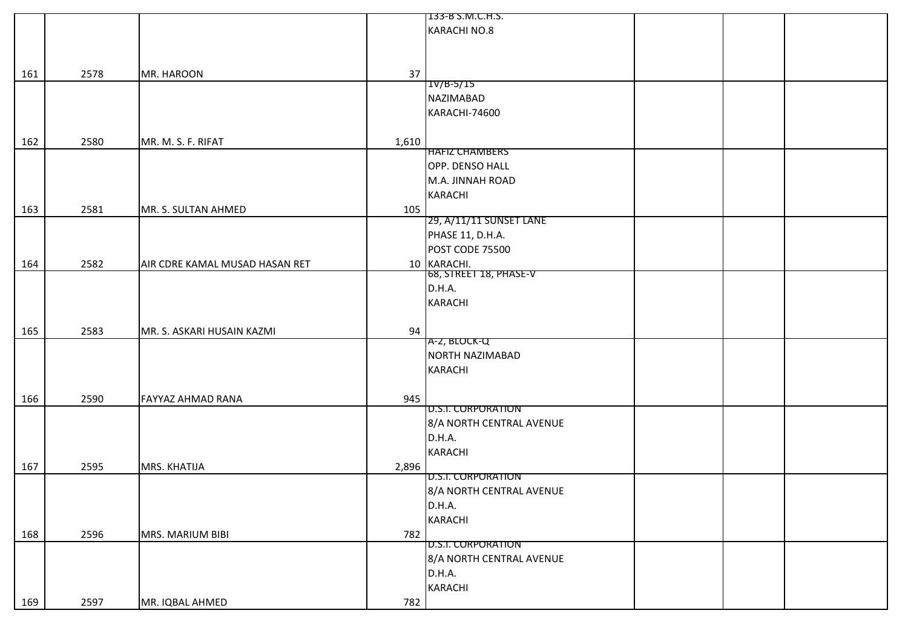| | | | | | | | |
|---|---|---|---|---|---|---|---|
| 161 | 2578 | MR. HAROON | 37 | 133-B S.M.C.H.S.<br>KARACHI NO.8 | | | |
| 162 | 2580 | MR. M. S. F. RIFAT | 1,610 | IV/B-5/15<br>NAZIMABAD<br>KARACHI-74600 | | | |
| 163 | 2581 | MR. S. SULTAN AHMED | 105 | HAFIZ CHAMBERS<br>OPP. DENSO HALL<br>M.A. JINNAH ROAD<br>KARACHI | | | |
| 164 | 2582 | AIR CDRE KAMAL MUSAD HASAN RET | 10 | 29, A/11/11 SUNSET LANE<br>PHASE 11, D.H.A.<br>POST CODE 75500<br>KARACHI. | | | |
| 165 | 2583 | MR. S. ASKARI HUSAIN KAZMI | 94 | 68, STREET 18, PHASE-V<br>D.H.A.<br>KARACHI | | | |
| 166 | 2590 | FAYYAZ AHMAD RANA | 945 | A-2, BLOCK-Q<br>NORTH NAZIMABAD<br>KARACHI | | | |
| 167 | 2595 | MRS. KHATIJA | 2,896 | D.S.I. CORPORATION<br>8/A NORTH CENTRAL AVENUE<br>D.H.A.<br>KARACHI | | | |
| 168 | 2596 | MRS. MARIUM BIBI | 782 | D.S.I. CORPORATION<br>8/A NORTH CENTRAL AVENUE<br>D.H.A.<br>KARACHI | | | |
| 169 | 2597 | MR. IQBAL AHMED | 782 | D.S.I. CORPORATION<br>8/A NORTH CENTRAL AVENUE<br>D.H.A.<br>KARACHI | | | |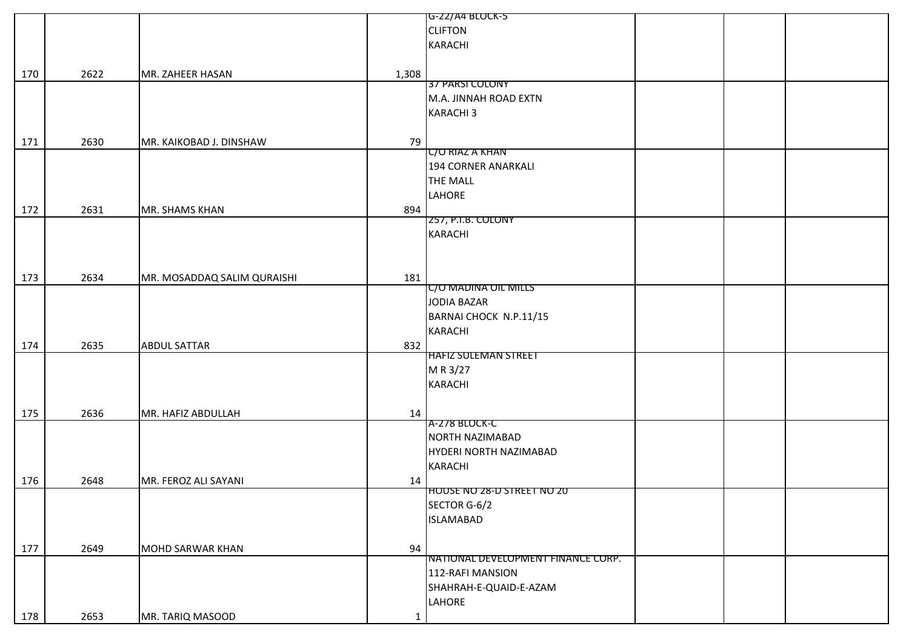| | | | | | | | |
|---|---|---|---|---|---|---|---|
| 170 | 2622 | MR. ZAHEER HASAN | 1,308 | G-22/A4 BLOCK-5<br>CLIFTON<br>KARACHI | | | |
| 171 | 2630 | MR. KAIKOBAD J. DINSHAW | 79 | 37 PARSI COLONY<br>M.A. JINNAH ROAD EXTN<br>KARACHI 3 | | | |
| 172 | 2631 | MR. SHAMS KHAN | 894 | C/O RIAZ A KHAN<br>194 CORNER ANARKALI<br>THE MALL<br>LAHORE | | | |
| 173 | 2634 | MR. MOSADDAQ SALIM QURAISHI | 181 | 257, P.I.B. COLONY<br>KARACHI | | | |
| 174 | 2635 | ABDUL SATTAR | 832 | C/O MADINA OIL MILLS<br>JODIA BAZAR<br>BARNAI CHOCK N.P.11/15<br>KARACHI | | | |
| 175 | 2636 | MR. HAFIZ ABDULLAH | 14 | HAFIZ SULEMAN STREET<br>M R 3/27<br>KARACHI | | | |
| 176 | 2648 | MR. FEROZ ALI SAYANI | 14 | A-278 BLOCK-C<br>NORTH NAZIMABAD<br>HYDERI NORTH NAZIMABAD<br>KARACHI | | | |
| 177 | 2649 | MOHD SARWAR KHAN | 94 | HOUSE NO 28-D STREET NO 20<br>SECTOR G-6/2<br>ISLAMABAD | | | |
| 178 | 2653 | MR. TARIQ MASOOD | 1 | NATIONAL DEVELOPMENT FINANCE CORP.<br>112-RAFI MANSION<br>SHAHRAH-E-QUAID-E-AZAM<br>LAHORE | | | |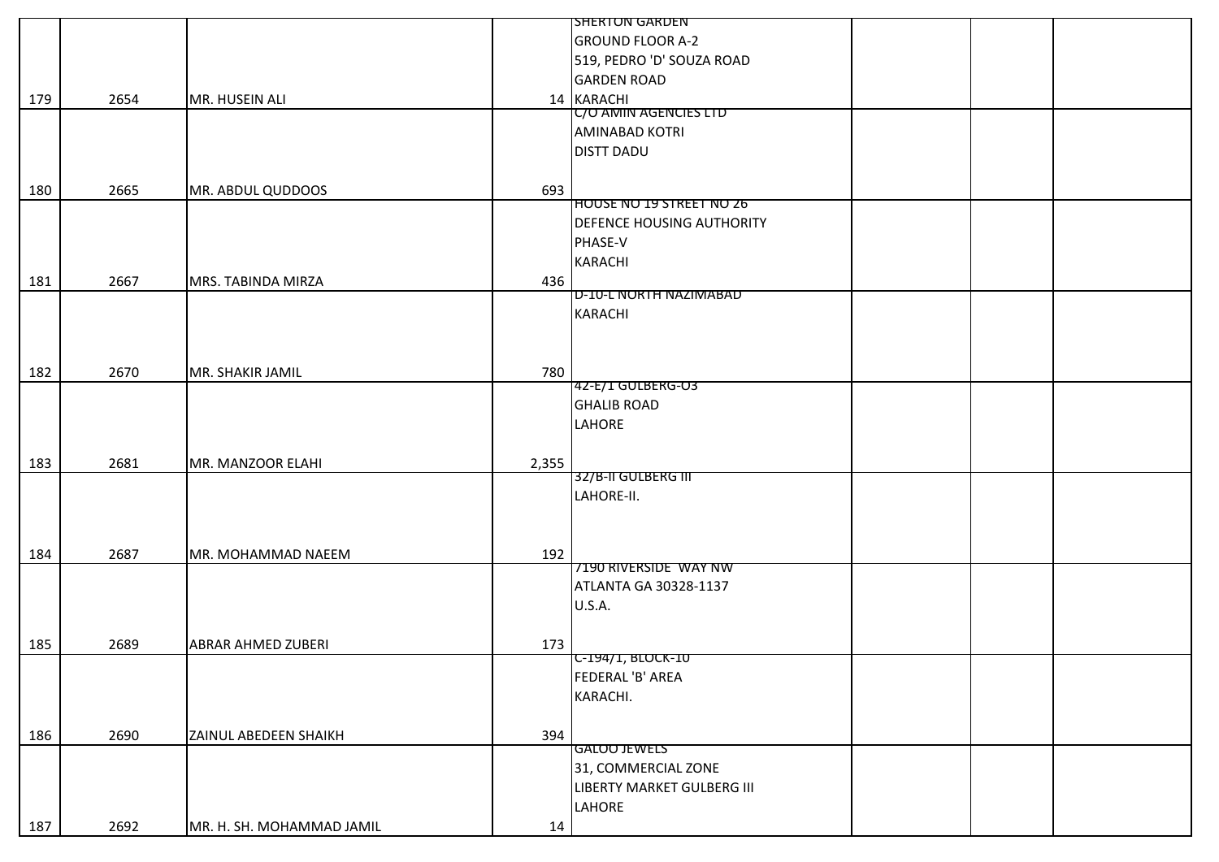| | | | | | | | |
|---|---|---|---|---|---|---|---|
| 179 | 2654 | MR. HUSEIN ALI | 14 | SHERTON GARDEN GROUND FLOOR A-2 519, PEDRO 'D' SOUZA ROAD GARDEN ROAD KARACHI | | | |
| 180 | 2665 | MR. ABDUL QUDDOOS | 693 | C/O AMIN AGENCIES LTD AMINABAD KOTRI DISTT DADU | | | |
| 181 | 2667 | MRS. TABINDA MIRZA | 436 | HOUSE NO 19 STREET NO 26 DEFENCE HOUSING AUTHORITY PHASE-V KARACHI | | | |
| 182 | 2670 | MR. SHAKIR JAMIL | 780 | D-10-L NORTH NAZIMABAD KARACHI | | | |
| 183 | 2681 | MR. MANZOOR ELAHI | 2,355 | 42-E/1 GULBERG-O3 GHALIB ROAD LAHORE | | | |
| 184 | 2687 | MR. MOHAMMAD NAEEM | 192 | 32/B-II GULBERG III LAHORE-II. | | | |
| 185 | 2689 | ABRAR AHMED ZUBERI | 173 | 7190 RIVERSIDE WAY NW ATLANTA GA 30328-1137 U.S.A. | | | |
| 186 | 2690 | ZAINUL ABEDEEN SHAIKH | 394 | C-194/1, BLOCK-10 FEDERAL 'B' AREA KARACHI. | | | |
| 187 | 2692 | MR. H. SH. MOHAMMAD JAMIL | 14 | GALOO JEWELS 31, COMMERCIAL ZONE LIBERTY MARKET GULBERG III LAHORE | | | |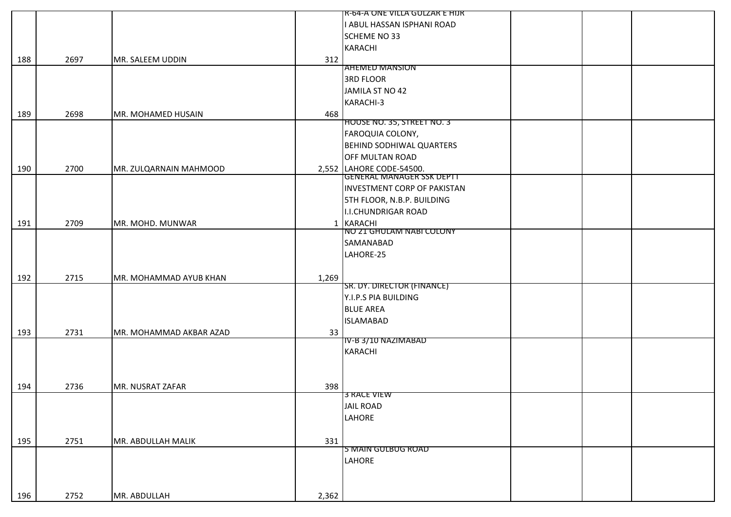| | | | | | | | |
|---|---|---|---|---|---|---|---|
| 188 | 2697 | MR. SALEEM UDDIN | 312 | R-64-A ONE VILLA GULZAR E HIJR<br>I ABUL HASSAN ISPHANI ROAD<br>SCHEME NO 33<br>KARACHI | | | |
| 189 | 2698 | MR. MOHAMED HUSAIN | 468 | AHEMED MANSION<br>3RD FLOOR<br>JAMILA ST NO 42<br>KARACHI-3 | | | |
| 190 | 2700 | MR. ZULQARNAIN MAHMOOD | 2,552 | HOUSE NO. 35, STREET NO. 3<br>FAROQUIA COLONY,<br>BEHIND SODHIWAL QUARTERS<br>OFF MULTAN ROAD<br>LAHORE CODE-54500. | | | |
| 191 | 2709 | MR. MOHD. MUNWAR | 1 | GENERAL MANAGER SSK DEPTT<br>INVESTMENT CORP OF PAKISTAN<br>5TH FLOOR, N.B.P. BUILDING<br>I.I.CHUNDRIGAR ROAD<br>KARACHI | | | |
| 192 | 2715 | MR. MOHAMMAD AYUB KHAN | 1,269 | NO 21 GHULAM NABI COLONY<br>SAMANABAD<br>LAHORE-25 | | | |
| 193 | 2731 | MR. MOHAMMAD AKBAR AZAD | 33 | SR. DY. DIRECTOR (FINANCE)<br>Y.I.P.S PIA BUILDING<br>BLUE AREA<br>ISLAMABAD | | | |
| 194 | 2736 | MR. NUSRAT ZAFAR | 398 | IV-B 3/10 NAZIMABAD<br>KARACHI | | | |
| 195 | 2751 | MR. ABDULLAH MALIK | 331 | 3 RACE VIEW<br>JAIL ROAD<br>LAHORE | | | |
| 196 | 2752 | MR. ABDULLAH | 2,362 | 5 MAIN GULBUG ROAD<br>LAHORE | | | |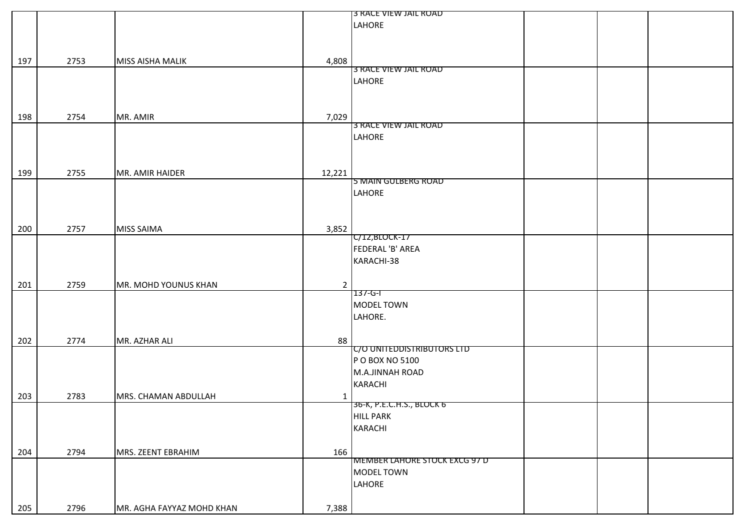| | | | | | | | |
|---|---|---|---|---|---|---|---|
| 197 | 2753 | MISS AISHA MALIK | 4,808 | 3 RACE VIEW JAIL ROAD LAHORE | | | |
| 198 | 2754 | MR. AMIR | 7,029 | 3 RACE VIEW JAIL ROAD LAHORE | | | |
| 199 | 2755 | MR. AMIR HAIDER | 12,221 | 3 RACE VIEW JAIL ROAD LAHORE | | | |
| 200 | 2757 | MISS SAIMA | 3,852 | 5 MAIN GULBERG ROAD LAHORE | | | |
| 201 | 2759 | MR. MOHD YOUNUS KHAN | 2 | C/12,BLOCK-17 FEDERAL 'B' AREA KARACHI-38 | | | |
| 202 | 2774 | MR. AZHAR ALI | 88 | 137-G-I MODEL TOWN LAHORE. | | | |
| 203 | 2783 | MRS. CHAMAN ABDULLAH | 1 | C/O UNITEDDISTRIBUTORS LTD P O BOX NO 5100 M.A.JINNAH ROAD KARACHI | | | |
| 204 | 2794 | MRS. ZEENT EBRAHIM | 166 | 36-K, P.E.C.H.S., BLOCK 6 HILL PARK KARACHI | | | |
| 205 | 2796 | MR. AGHA FAYYAZ MOHD KHAN | 7,388 | MEMBER LAHORE STOCK EXCG 97 D MODEL TOWN LAHORE | | | |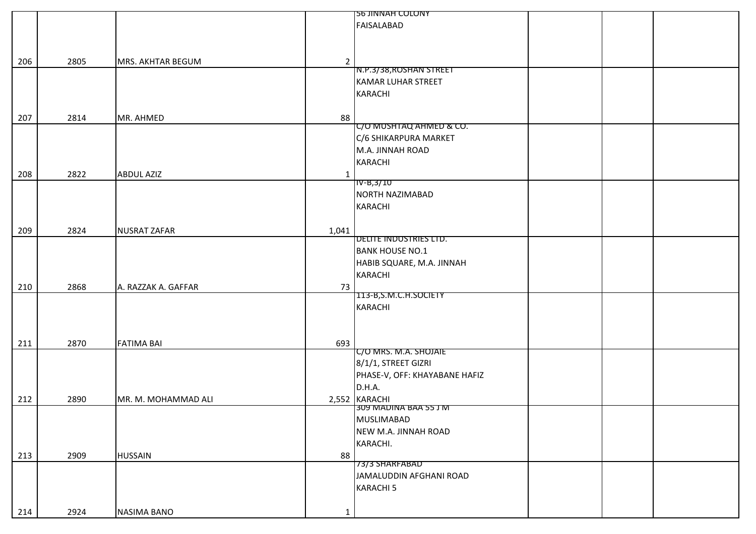| | | | | | | | |
|---|---|---|---|---|---|---|---|
| 206 | 2805 | MRS. AKHTAR BEGUM | 2 | 56 JINNAH COLONY FAISALABAD | | | |
| 207 | 2814 | MR. AHMED | 88 | N.P.3/38,ROSHAN STREET KAMAR LUHAR STREET KARACHI | | | |
| 208 | 2822 | ABDUL AZIZ | 1 | C/O MUSHTAQ AHMED & CO. C/6 SHIKARPURA MARKET M.A. JINNAH ROAD KARACHI | | | |
| 209 | 2824 | NUSRAT ZAFAR | 1,041 | IV-B,3/10 NORTH NAZIMABAD KARACHI | | | |
| 210 | 2868 | A. RAZZAK A. GAFFAR | 73 | DELITE INDUSTRIES LTD. BANK HOUSE NO.1 HABIB SQUARE, M.A. JINNAH KARACHI | | | |
| 211 | 2870 | FATIMA BAI | 693 | 113-B,S.M.C.H.SOCIETY KARACHI | | | |
| 212 | 2890 | MR. M. MOHAMMAD ALI | 2,552 | C/O MRS. M.A. SHOJAIE 8/1/1, STREET GIZRI PHASE-V, OFF: KHAYABANE HAFIZ D.H.A. KARACHI | | | |
| 213 | 2909 | HUSSAIN | 88 | 309 MADINA BAA 55 J M MUSLIMABAD NEW M.A. JINNAH ROAD KARACHI. | | | |
| 214 | 2924 | NASIMA BANO | 1 | 73/3 SHARFABAD JAMALUDDIN AFGHANI ROAD KARACHI 5 | | | |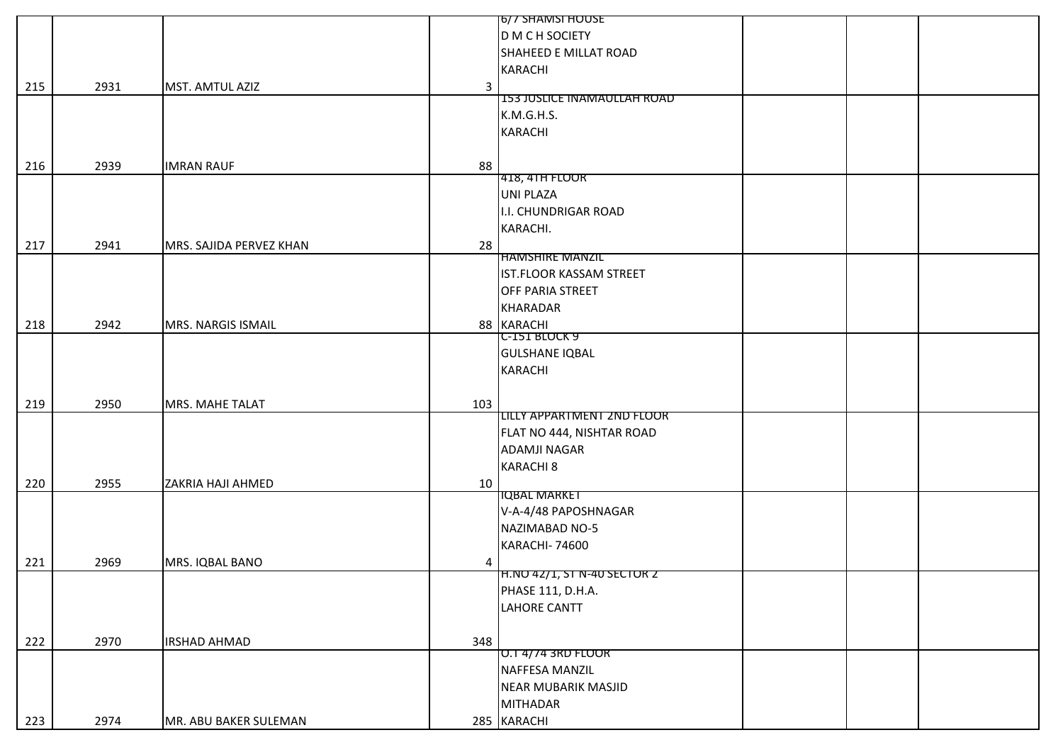| | | | | | | | |
|---|---|---|---|---|---|---|---|
| 215 | 2931 | MST. AMTUL AZIZ | 3 | 6/7 SHAMSI HOUSE<br>D M C H SOCIETY<br>SHAHEED E MILLAT ROAD<br>KARACHI | | | |
| 216 | 2939 | IMRAN RAUF | 88 | 153 JUSLICE INAMAULLAH ROAD<br>K.M.G.H.S.<br>KARACHI | | | |
| 217 | 2941 | MRS. SAJIDA PERVEZ KHAN | 28 | 418, 4TH FLOOR<br>UNI PLAZA<br>I.I. CHUNDRIGAR ROAD<br>KARACHI. | | | |
| 218 | 2942 | MRS. NARGIS ISMAIL | 88 | HAMSHIRE MANZIL<br>IST.FLOOR KASSAM STREET<br>OFF PARIA STREET<br>KHARADAR<br>KARACHI | | | |
| 219 | 2950 | MRS. MAHE TALAT | 103 | C-151 BLOCK 9<br>GULSHANE IQBAL<br>KARACHI | | | |
| 220 | 2955 | ZAKRIA HAJI AHMED | 10 | LILLY APPARTMENT 2ND FLOOR<br>FLAT NO 444, NISHTAR ROAD<br>ADAMJI NAGAR<br>KARACHI 8 | | | |
| 221 | 2969 | MRS. IQBAL BANO | 4 | IQBAL MARKET<br>V-A-4/48 PAPOSHNAGAR<br>NAZIMABAD NO-5<br>KARACHI- 74600 | | | |
| 222 | 2970 | IRSHAD AHMAD | 348 | H.NO 42/1, ST N-40 SECTOR 2<br>PHASE 111, D.H.A.<br>LAHORE CANTT | | | |
| 223 | 2974 | MR. ABU BAKER SULEMAN | 285 | O.T 4/74 3RD FLOOR<br>NAFFESA MANZIL<br>NEAR MUBARIK MASJID<br>MITHADAR<br>KARACHI | | | |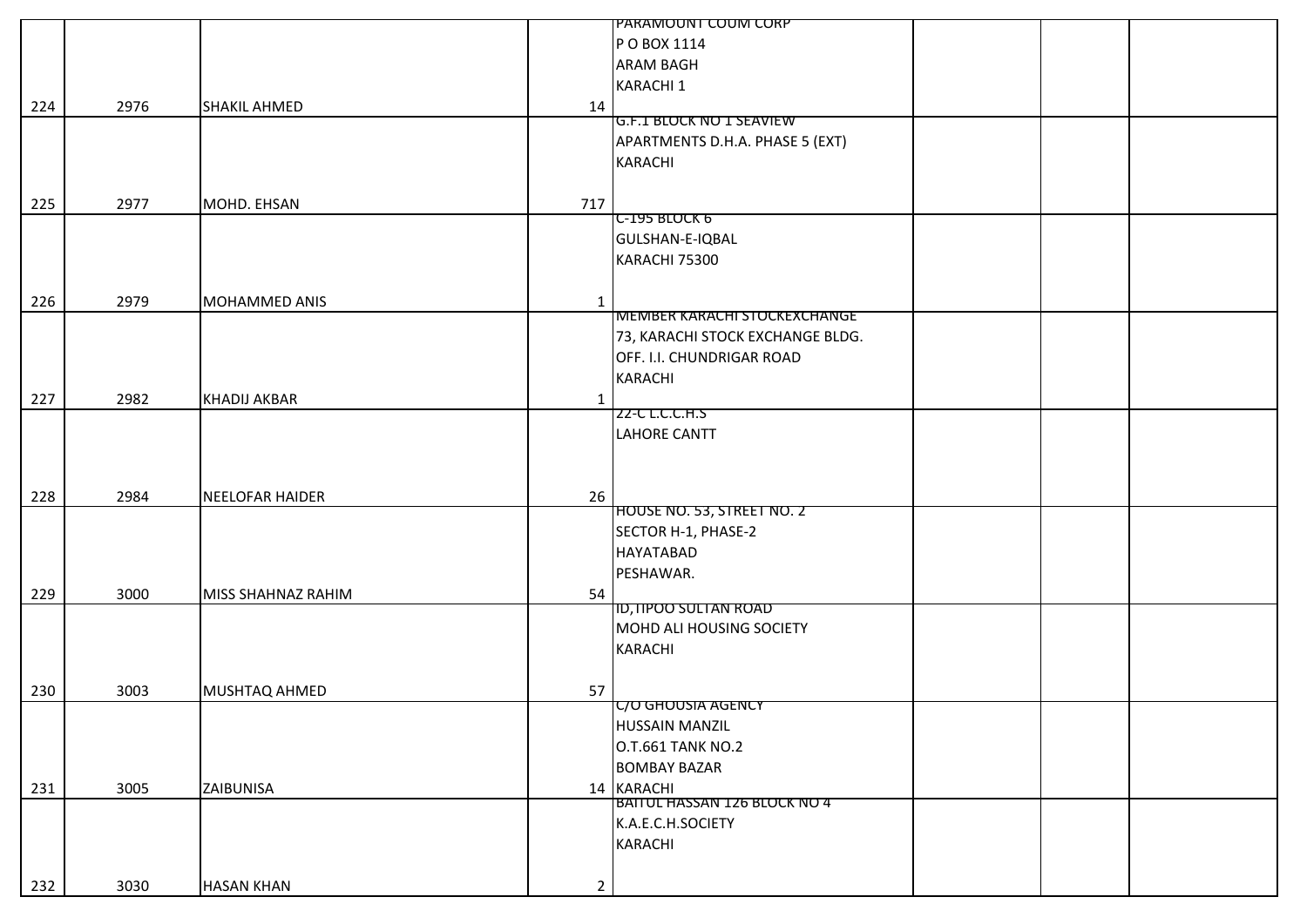| | | | | | | | |
|---|---|---|---|---|---|---|---|
| 224 | 2976 | SHAKIL AHMED | 14 | PARAMOUNT COOM CORP<br>P O BOX 1114<br>ARAM BAGH<br>KARACHI 1 | | | |
| 225 | 2977 | MOHD. EHSAN | 717 | G.F.1 BLOCK NO 1 SEAVIEW<br>APARTMENTS D.H.A. PHASE 5 (EXT)<br>KARACHI | | | |
| 226 | 2979 | MOHAMMED ANIS | 1 | C-195 BLOCK 6<br>GULSHAN-E-IQBAL<br>KARACHI 75300 | | | |
| 227 | 2982 | KHADIJ AKBAR | 1 | MEMBER KARACHI STOCKEXCHANGE<br>73, KARACHI STOCK EXCHANGE BLDG.<br>OFF. I.I. CHUNDRIGAR ROAD<br>KARACHI | | | |
| 228 | 2984 | NEELOFAR HAIDER | 26 | 22-C L.C.C.H.S<br>LAHORE CANTT | | | |
| 229 | 3000 | MISS SHAHNAZ RAHIM | 54 | HOUSE NO. 53, STREET NO. 2<br>SECTOR H-1, PHASE-2<br>HAYATABAD<br>PESHAWAR. | | | |
| 230 | 3003 | MUSHTAQ AHMED | 57 | ID,TIPOO SULTAN ROAD<br>MOHD ALI HOUSING SOCIETY<br>KARACHI | | | |
| 231 | 3005 | ZAIBUNISA | 14 | C/O GHOUSIA AGENCY<br>HUSSAIN MANZIL<br>O.T.661 TANK NO.2<br>BOMBAY BAZAR<br>KARACHI | | | |
| 232 | 3030 | HASAN KHAN | 2 | BAITUL HASSAN 126 BLOCK NO 4<br>K.A.E.C.H.SOCIETY<br>KARACHI | | | |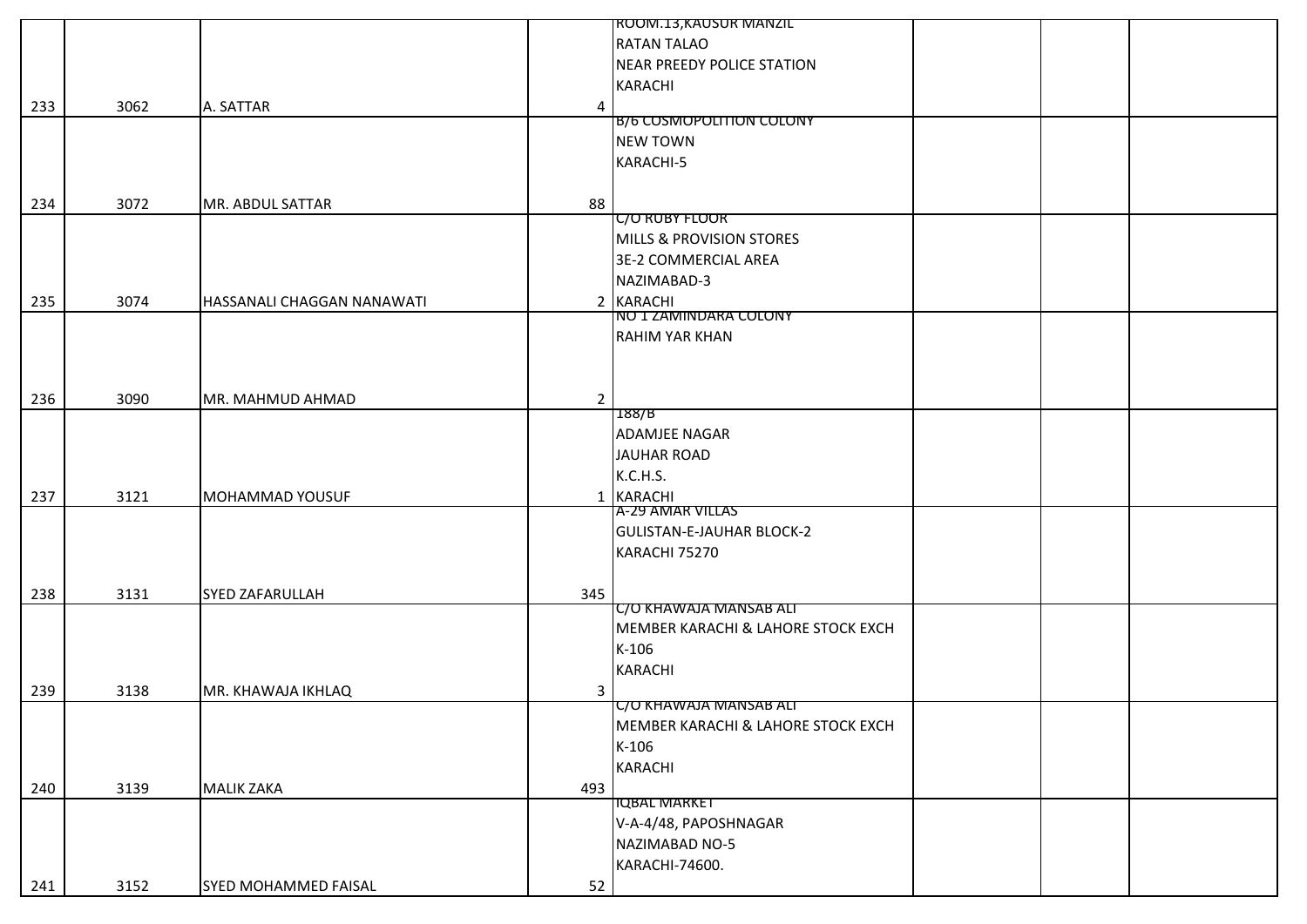| | | | | | | | |
|---|---|---|---|---|---|---|---|
| 233 | 3062 | A. SATTAR | 4 | ROOM.13,KAUSUR MANZIL RATAN TALAO NEAR PREEDY POLICE STATION KARACHI | | | |
| 234 | 3072 | MR. ABDUL SATTAR | 88 | B/6 COSMOPOLITION COLONY NEW TOWN KARACHI-5 | | | |
| 235 | 3074 | HASSANALI CHAGGAN NANAWATI | 2 | C/O RUBY FLOOR MILLS & PROVISION STORES 3E-2 COMMERCIAL AREA NAZIMABAD-3 KARACHI | | | |
| 236 | 3090 | MR. MAHMUD AHMAD | 2 | NO 1 ZAMINDARA COLONY RAHIM YAR KHAN | | | |
| 237 | 3121 | MOHAMMAD YOUSUF | 1 | 188/B ADAMJEE NAGAR JAUHAR ROAD K.C.H.S. KARACHI | | | |
| 238 | 3131 | SYED ZAFARULLAH | 345 | A-29 AMAR VILLAS GULISTAN-E-JAUHAR BLOCK-2 KARACHI 75270 | | | |
| 239 | 3138 | MR. KHAWAJA IKHLAQ | 3 | C/O KHAWAJA MANSAB ALI MEMBER KARACHI & LAHORE STOCK EXCH K-106 KARACHI | | | |
| 240 | 3139 | MALIK ZAKA | 493 | C/O KHAWAJA MANSAB ALI MEMBER KARACHI & LAHORE STOCK EXCH K-106 KARACHI | | | |
| 241 | 3152 | SYED MOHAMMED FAISAL | 52 | IQBAL MARKET V-A-4/48, PAPOSHNAGAR NAZIMABAD NO-5 KARACHI-74600. | | | |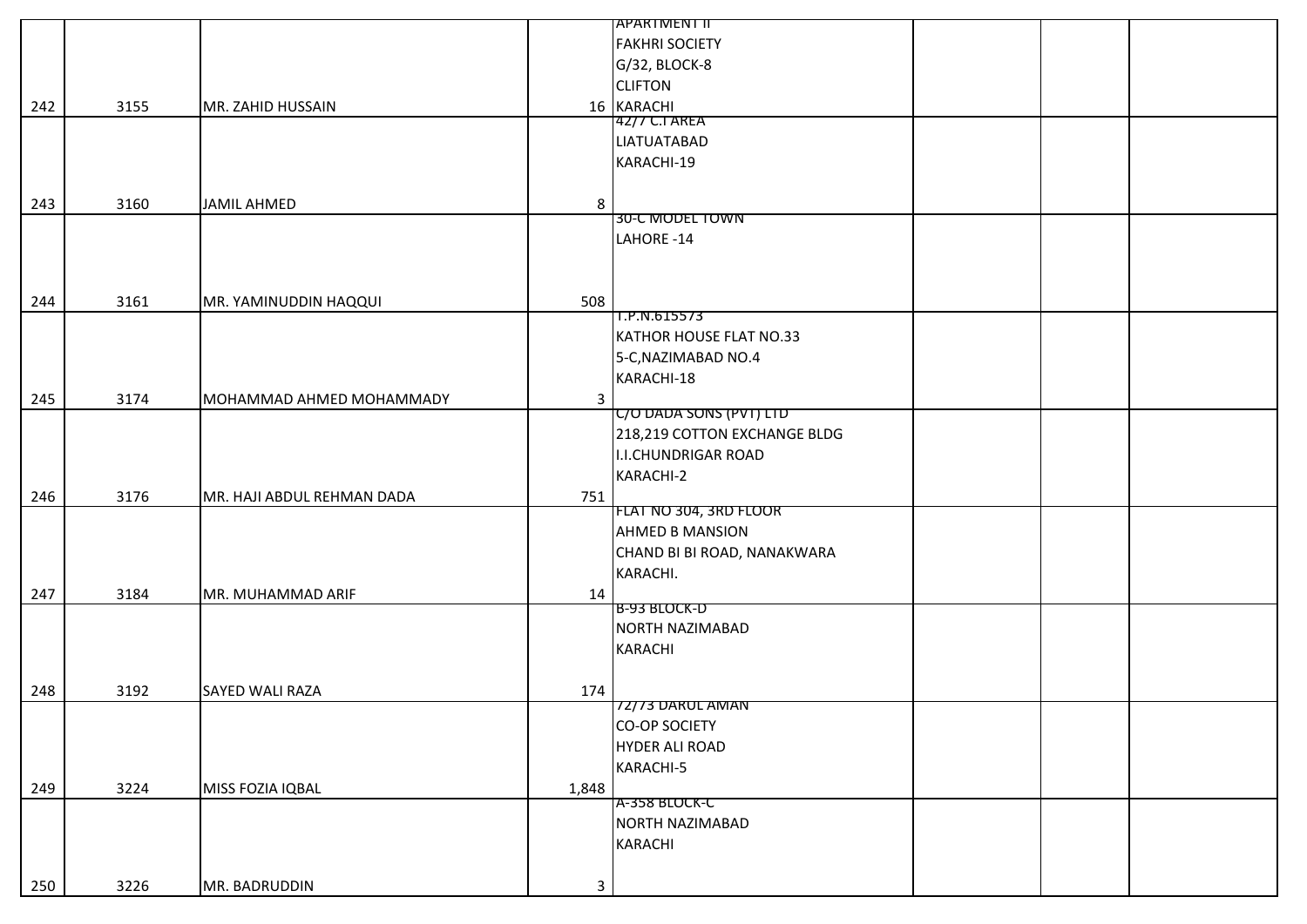| | | | | | | | |
|---|---|---|---|---|---|---|---|
| 242 | 3155 | MR. ZAHID HUSSAIN | 16 | APARTMENT II FAKHRI SOCIETY G/32, BLOCK-8 CLIFTON KARACHI | | | |
| 243 | 3160 | JAMIL AHMED | 8 | 42/7 C.I AREA LIATUATABAD KARACHI-19 | | | |
| 244 | 3161 | MR. YAMINUDDIN HAQQUI | 508 | 30-C MODEL TOWN LAHORE -14 | | | |
| 245 | 3174 | MOHAMMAD AHMED MOHAMMADY | 3 | T.P.N.615573 KATHOR HOUSE FLAT NO.33 5-C,NAZIMABAD NO.4 KARACHI-18 | | | |
| 246 | 3176 | MR. HAJI ABDUL REHMAN DADA | 751 | C/O DADA SONS (PVT) LTD 218,219 COTTON EXCHANGE BLDG I.I.CHUNDRIGAR ROAD KARACHI-2 | | | |
| 247 | 3184 | MR. MUHAMMAD ARIF | 14 | FLAT NO 304, 3RD FLOOR AHMED B MANSION CHAND BI BI ROAD, NANAKWARA KARACHI. | | | |
| 248 | 3192 | SAYED WALI RAZA | 174 | B-93 BLOCK-D NORTH NAZIMABAD KARACHI | | | |
| 249 | 3224 | MISS FOZIA IQBAL | 1,848 | 72/73 DARUL AMAN CO-OP SOCIETY HYDER ALI ROAD KARACHI-5 | | | |
| 250 | 3226 | MR. BADRUDDIN | 3 | A-358 BLOCK-C NORTH NAZIMABAD KARACHI | | | |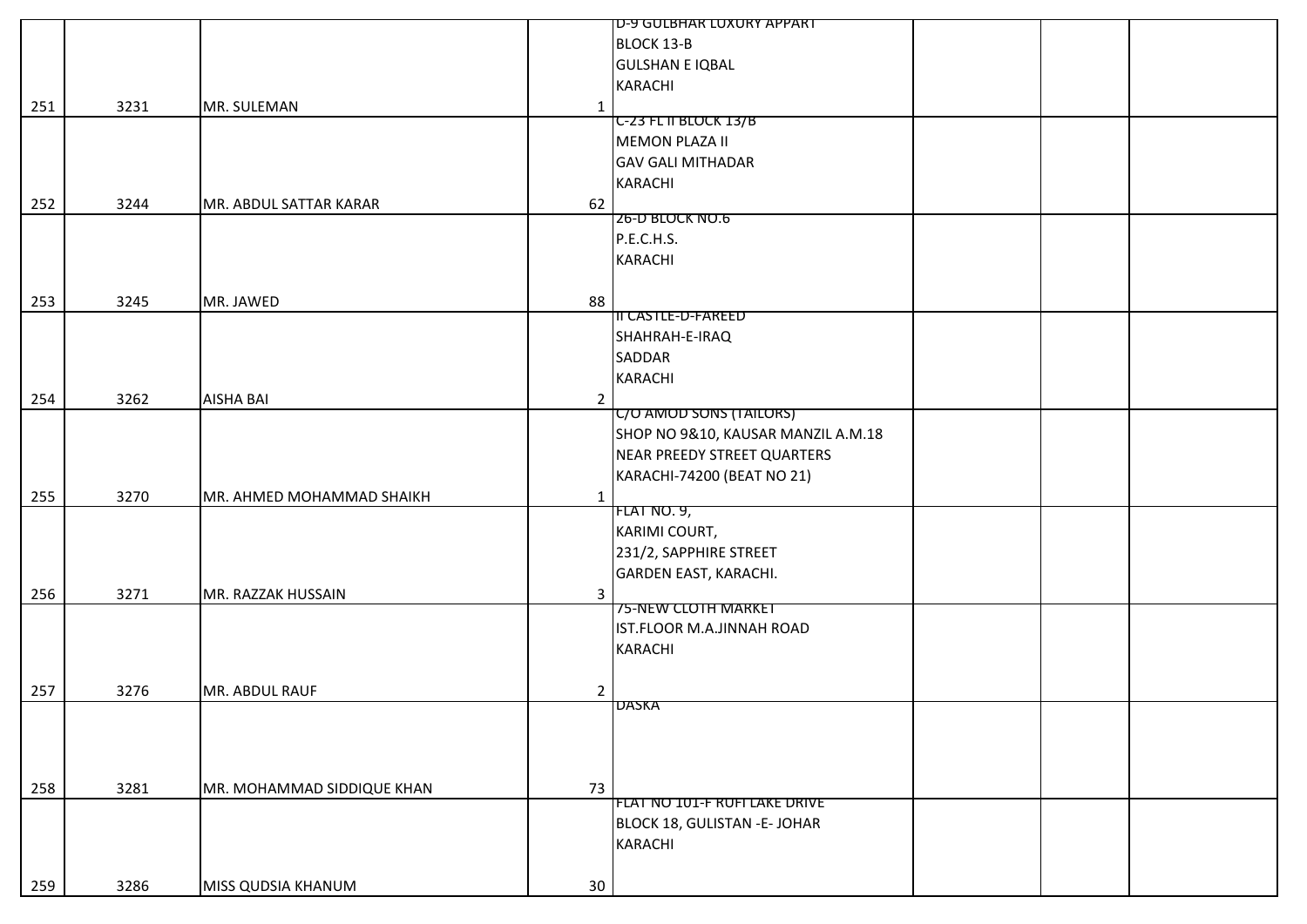| | | | | | | | |
|---|---|---|---|---|---|---|---|
| 251 | 3231 | MR. SULEMAN | 1 | D-9 GULBHAR LUXURY APPART<br>BLOCK 13-B<br>GULSHAN E IQBAL<br>KARACHI | | | |
| 252 | 3244 | MR. ABDUL SATTAR KARAR | 62 | C-23 FL II BLOCK 13/B<br>MEMON PLAZA II<br>GAV GALI MITHADAR<br>KARACHI | | | |
| 253 | 3245 | MR. JAWED | 88 | 26-D BLOCK NO.6<br>P.E.C.H.S.<br>KARACHI | | | |
| 254 | 3262 | AISHA BAI | 2 | II CASTLE-D-FAREED<br>SHAHRAH-E-IRAQ<br>SADDAR<br>KARACHI | | | |
| 255 | 3270 | MR. AHMED MOHAMMAD SHAIKH | 1 | C/O AMOD SONS (TAILORS)<br>SHOP NO 9&10, KAUSAR MANZIL A.M.18<br>NEAR PREEDY STREET QUARTERS<br>KARACHI-74200 (BEAT NO 21) | | | |
| 256 | 3271 | MR. RAZZAK HUSSAIN | 3 | FLAT NO. 9,<br>KARIMI COURT,<br>231/2, SAPPHIRE STREET<br>GARDEN EAST, KARACHI. | | | |
| 257 | 3276 | MR. ABDUL RAUF | 2 | 75-NEW CLOTH MARKET<br>IST.FLOOR M.A.JINNAH ROAD<br>KARACHI | | | |
| 258 | 3281 | MR. MOHAMMAD SIDDIQUE KHAN | 73 | DASKA | | | |
| 259 | 3286 | MISS QUDSIA KHANUM | 30 | FLAT NO 101-F RUFI LAKE DRIVE<br>BLOCK 18, GULISTAN -E- JOHAR<br>KARACHI | | | |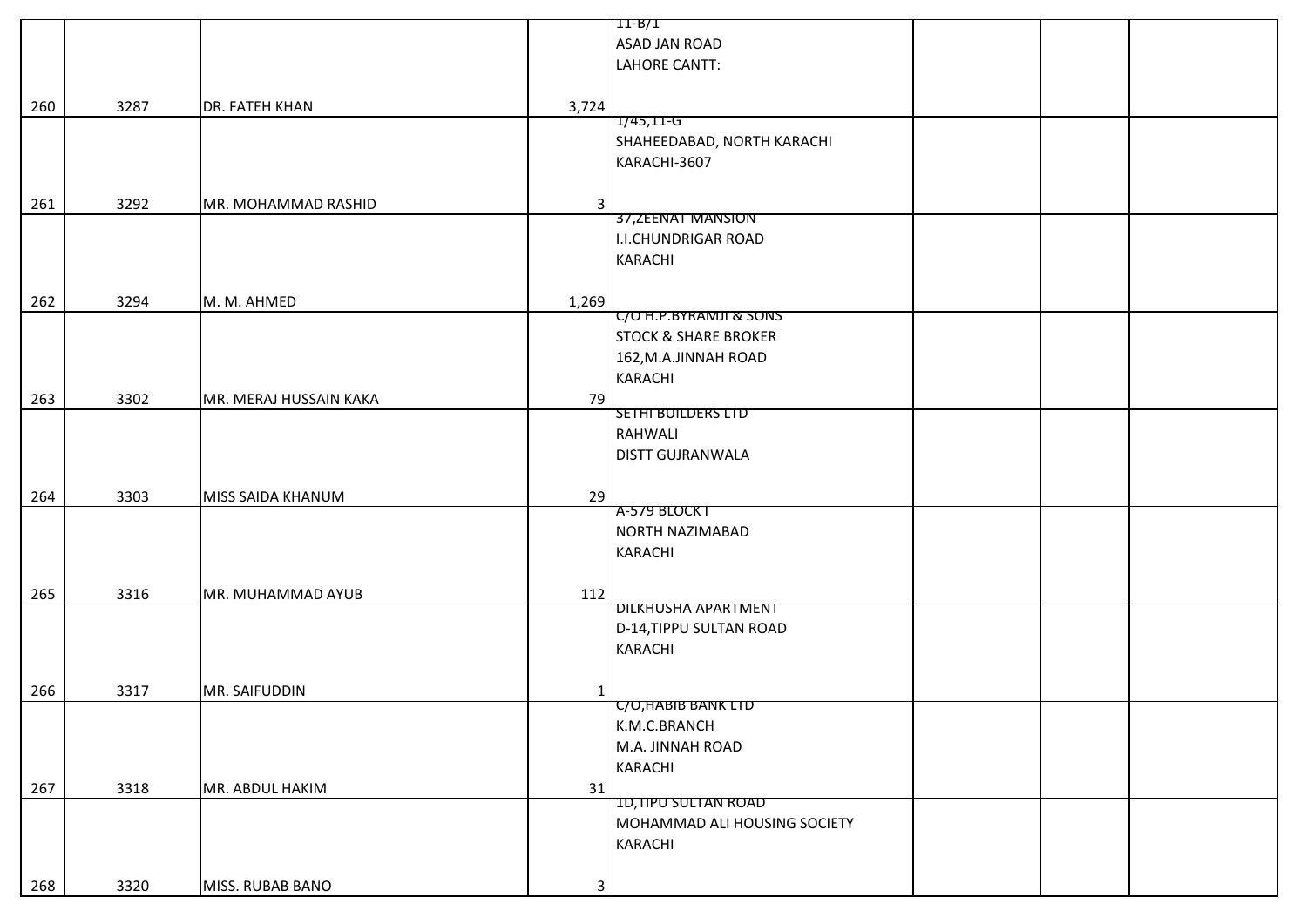| | | | | | | | |
|---|---|---|---|---|---|---|---|
| 260 | 3287 | DR. FATEH KHAN | 3,724 | 11-B/1<br>ASAD JAN ROAD<br>LAHORE CANTT: | | | |
| 261 | 3292 | MR. MOHAMMAD RASHID | 3 | 1/45,11-G<br>SHAHEEDABAD, NORTH KARACHI<br>KARACHI-3607 | | | |
| 262 | 3294 | M. M. AHMED | 1,269 | 37,ZEENAT MANSION<br>I.I.CHUNDRIGAR ROAD<br>KARACHI | | | |
| 263 | 3302 | MR. MERAJ HUSSAIN KAKA | 79 | C/O H.P.BYRAMJI & SONS<br>STOCK & SHARE BROKER<br>162,M.A.JINNAH ROAD<br>KARACHI | | | |
| 264 | 3303 | MISS SAIDA KHANUM | 29 | SETHI BUILDERS LTD<br>RAHWALI<br>DISTT GUJRANWALA | | | |
| 265 | 3316 | MR. MUHAMMAD AYUB | 112 | A-579 BLOCK I<br>NORTH NAZIMABAD<br>KARACHI | | | |
| 266 | 3317 | MR. SAIFUDDIN | 1 | DILKHUSHA APARTMENT<br>D-14,TIPPU SULTAN ROAD<br>KARACHI | | | |
| 267 | 3318 | MR. ABDUL HAKIM | 31 | C/O,HABIB BANK LTD<br>K.M.C.BRANCH<br>M.A. JINNAH ROAD<br>KARACHI | | | |
| 268 | 3320 | MISS. RUBAB BANO | 3 | 1D,TIPU SULTAN ROAD<br>MOHAMMAD ALI HOUSING SOCIETY<br>KARACHI | | | |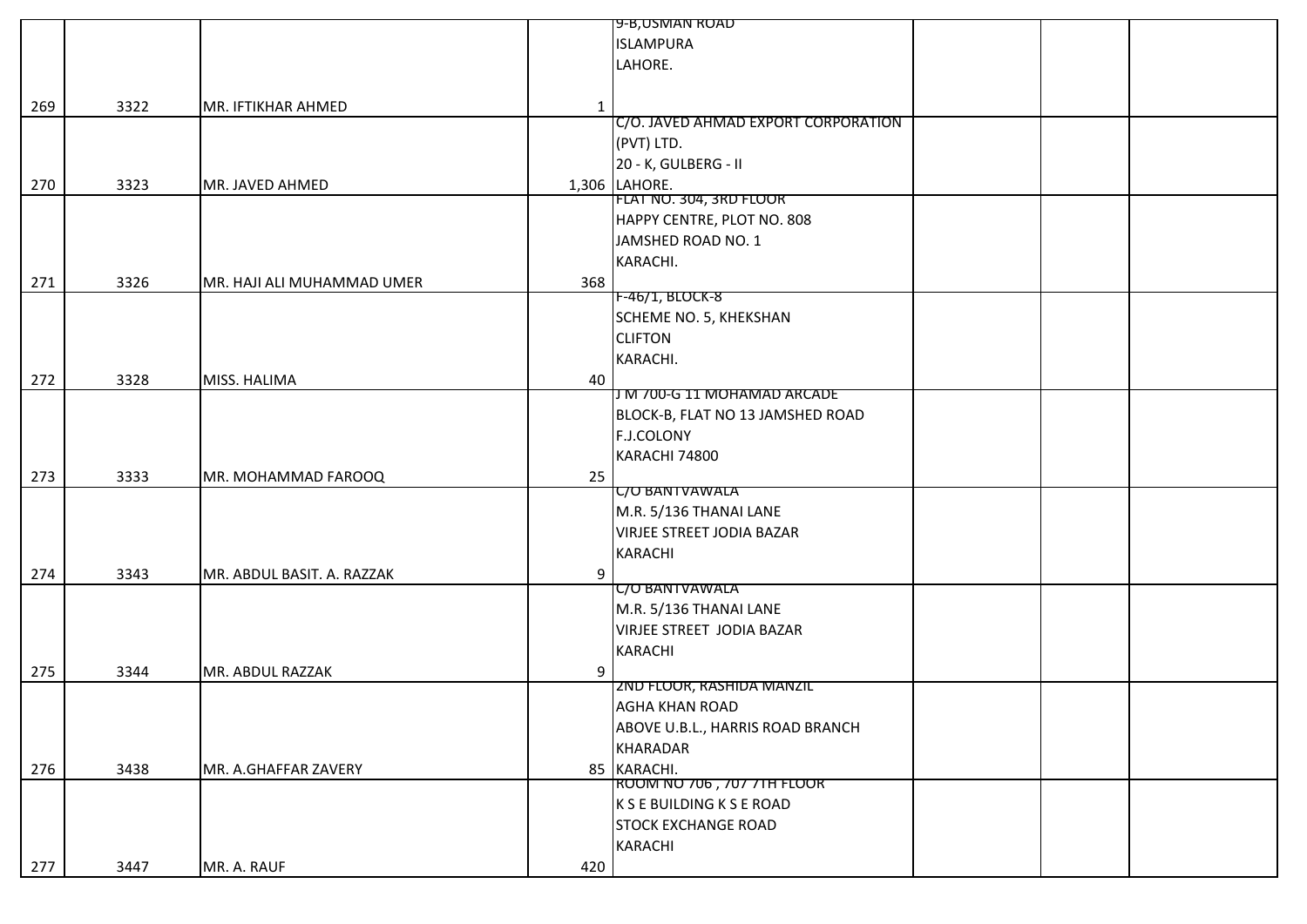| | | | | | | | |
|---|---|---|---|---|---|---|---|
| | | | | 9-B,USMAN ROAD ISLAMPURA LAHORE. | | | |
| 269 | 3322 | MR. IFTIKHAR AHMED | 1 | | | | |
| 270 | 3323 | MR. JAVED AHMED | 1,306 | C/O. JAVED AHMAD EXPORT CORPORATION (PVT) LTD. 20 - K, GULBERG - II LAHORE. | | | |
| 271 | 3326 | MR. HAJI ALI MUHAMMAD UMER | 368 | FLAT NO. 304, 3RD FLOOR HAPPY CENTRE, PLOT NO. 808 JAMSHED ROAD NO. 1 KARACHI. | | | |
| 272 | 3328 | MISS. HALIMA | 40 | F-46/1, BLOCK-8 SCHEME NO. 5, KHEKSHAN CLIFTON KARACHI. | | | |
| 273 | 3333 | MR. MOHAMMAD FAROOQ | 25 | J M 700-G 11 MOHAMAD ARCADE BLOCK-B, FLAT NO 13 JAMSHED ROAD F.J.COLONY KARACHI 74800 | | | |
| 274 | 3343 | MR. ABDUL BASIT. A. RAZZAK | 9 | C/O BANTVAWALA M.R. 5/136 THANAI LANE VIRJEE STREET JODIA BAZAR KARACHI | | | |
| 275 | 3344 | MR. ABDUL RAZZAK | 9 | C/O BANTVAWALA M.R. 5/136 THANAI LANE VIRJEE STREET JODIA BAZAR KARACHI | | | |
| 276 | 3438 | MR. A.GHAFFAR ZAVERY | 85 | 2ND FLOOR, RASHIDA MANZIL AGHA KHAN ROAD ABOVE U.B.L., HARRIS ROAD BRANCH KHARADAR KARACHI. | | | |
| 277 | 3447 | MR. A. RAUF | 420 | ROOM NO 706 , 707 7TH FLOOR K S E BUILDING K S E ROAD STOCK EXCHANGE ROAD KARACHI | | | |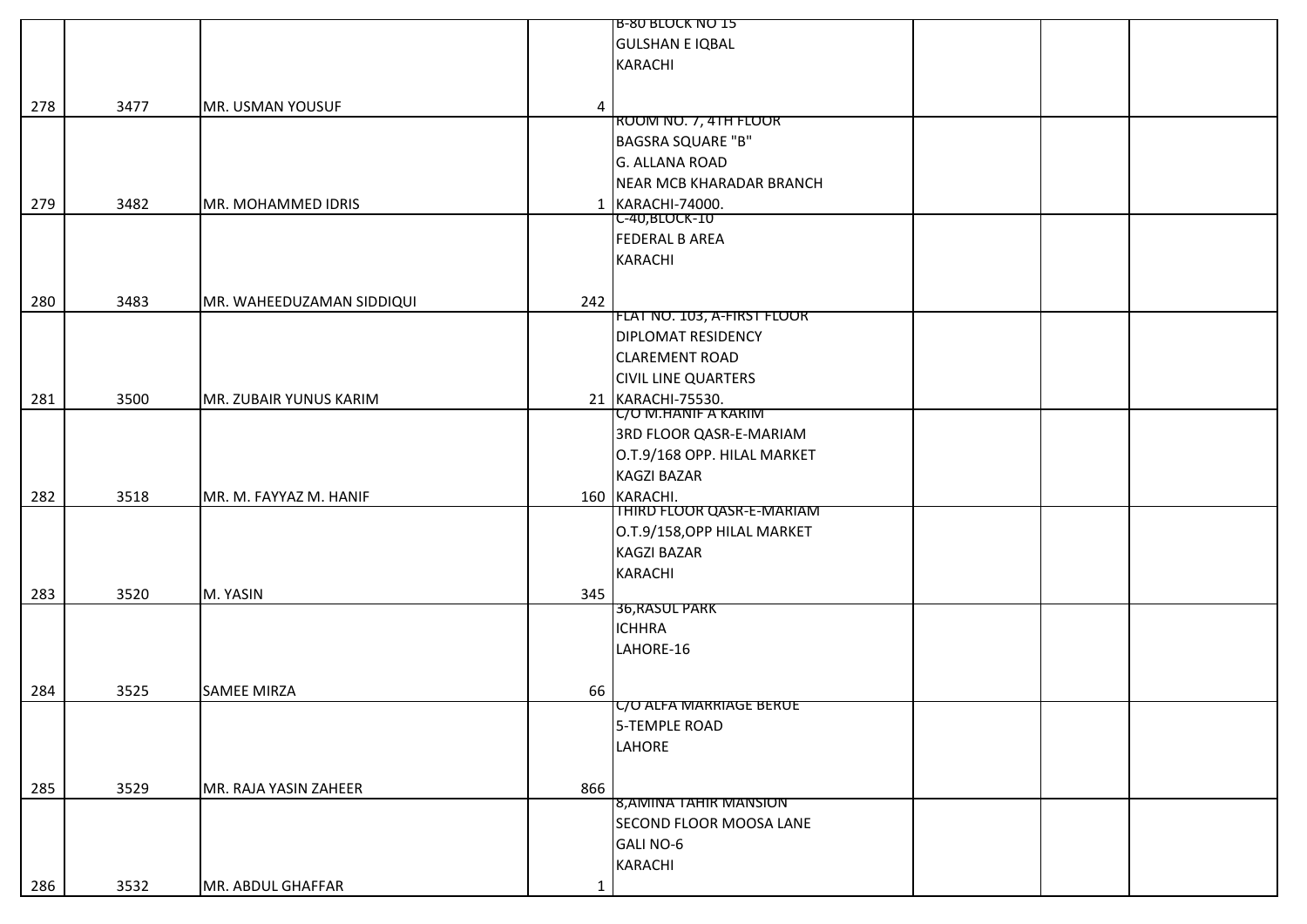| | | | | | | | |
|---|---|---|---|---|---|---|---|
| 278 | 3477 | MR. USMAN YOUSUF | 4 | B-80 BLOCK NO 15 GULSHAN E IQBAL KARACHI | | | |
| 279 | 3482 | MR. MOHAMMED IDRIS | 1 | ROOM NO. 7, 4TH FLOOR BAGSRA SQUARE "B" G. ALLANA ROAD NEAR MCB KHARADAR BRANCH KARACHI-74000. | | | |
| 280 | 3483 | MR. WAHEEDUZAMAN SIDDIQUI | 242 | C-40,BLOCK-10 FEDERAL B AREA KARACHI | | | |
| 281 | 3500 | MR. ZUBAIR YUNUS KARIM | 21 | FLAT NO. 103, A-FIRST FLOOR DIPLOMAT RESIDENCY CLAREMENT ROAD CIVIL LINE QUARTERS KARACHI-75530. | | | |
| 282 | 3518 | MR. M. FAYYAZ M. HANIF | 160 | C/O M.HANIF A KARIM 3RD FLOOR QASR-E-MARIAM O.T.9/168 OPP. HILAL MARKET KAGZI BAZAR KARACHI. | | | |
| 283 | 3520 | M. YASIN | 345 | THIRD FLOOR QASR-E-MARIAM O.T.9/158,OPP HILAL MARKET KAGZI BAZAR KARACHI | | | |
| 284 | 3525 | SAMEE MIRZA | 66 | 36,RASUL PARK ICHHRA LAHORE-16 | | | |
| 285 | 3529 | MR. RAJA YASIN ZAHEER | 866 | C/O ALFA MARRIAGE BERUE 5-TEMPLE ROAD LAHORE | | | |
| 286 | 3532 | MR. ABDUL GHAFFAR | 1 | 8,AMINA TAHIR MANSION SECOND FLOOR MOOSA LANE GALI NO-6 KARACHI | | | |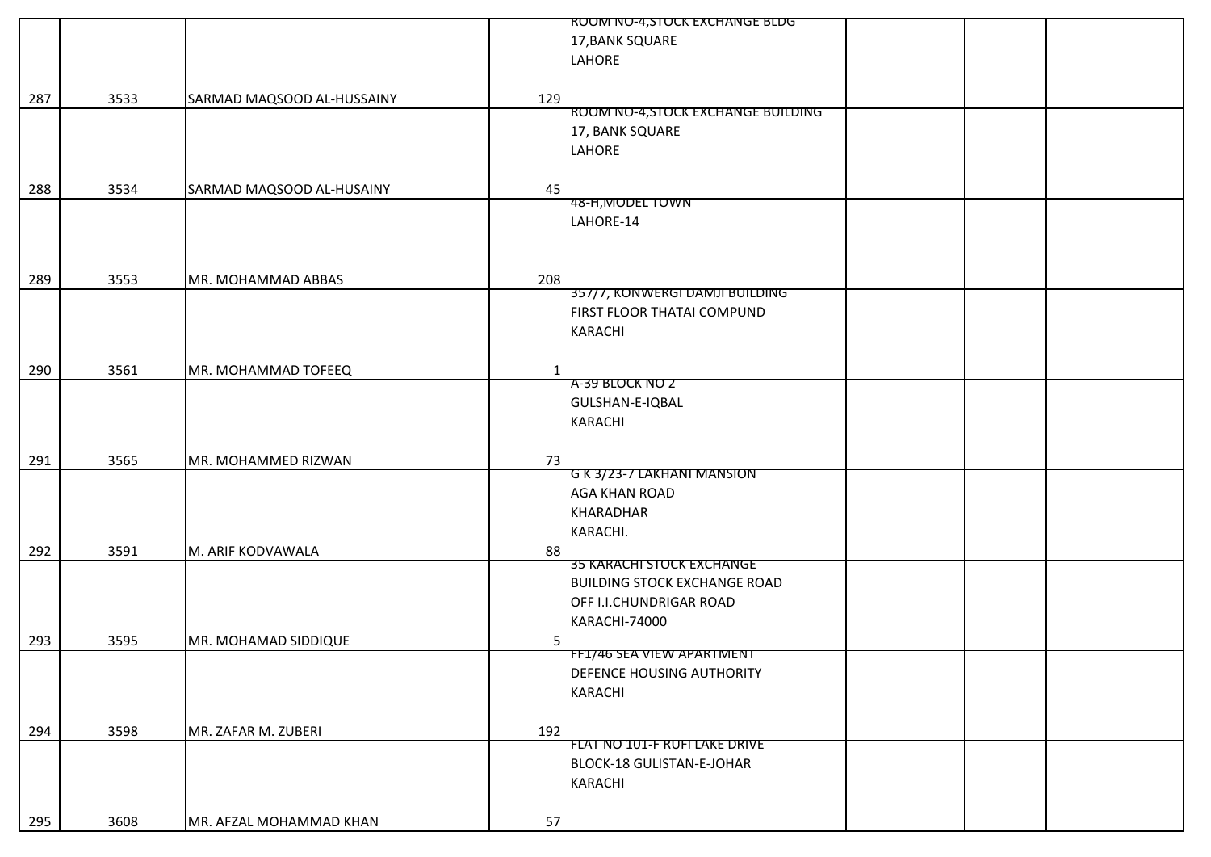| | | | | | | | |
|---|---|---|---|---|---|---|---|
| 287 | 3533 | SARMAD MAQSOOD AL-HUSSAINY | 129 | ROOM NO-4,STOCK EXCHANGE BLDG 17,BANK SQUARE LAHORE | | | |
| 288 | 3534 | SARMAD MAQSOOD AL-HUSAINY | 45 | ROOM NO-4,STOCK EXCHANGE BUILDING 17, BANK SQUARE LAHORE | | | |
| 289 | 3553 | MR. MOHAMMAD ABBAS | 208 | 48-H,MODEL TOWN LAHORE-14 | | | |
| 290 | 3561 | MR. MOHAMMAD TOFEEQ | 1 | 357/7, KONWERGI DAMJI BUILDING FIRST FLOOR THATAI COMPUND KARACHI | | | |
| 291 | 3565 | MR. MOHAMMED RIZWAN | 73 | A-39 BLOCK NO 2 GULSHAN-E-IQBAL KARACHI | | | |
| 292 | 3591 | M. ARIF KODVAWALA | 88 | G K 3/23-7 LAKHANI MANSION AGA KHAN ROAD KHARADHAR KARACHI. | | | |
| 293 | 3595 | MR. MOHAMAD SIDDIQUE | 5 | 35 KARACHI STOCK EXCHANGE BUILDING STOCK EXCHANGE ROAD OFF I.I.CHUNDRIGAR ROAD KARACHI-74000 | | | |
| 294 | 3598 | MR. ZAFAR M. ZUBERI | 192 | FF1/46 SEA VIEW APARTMENT DEFENCE HOUSING AUTHORITY KARACHI | | | |
| 295 | 3608 | MR. AFZAL MOHAMMAD KHAN | 57 | FLAT NO 101-F RUFI LAKE DRIVE BLOCK-18 GULISTAN-E-JOHAR KARACHI | | | |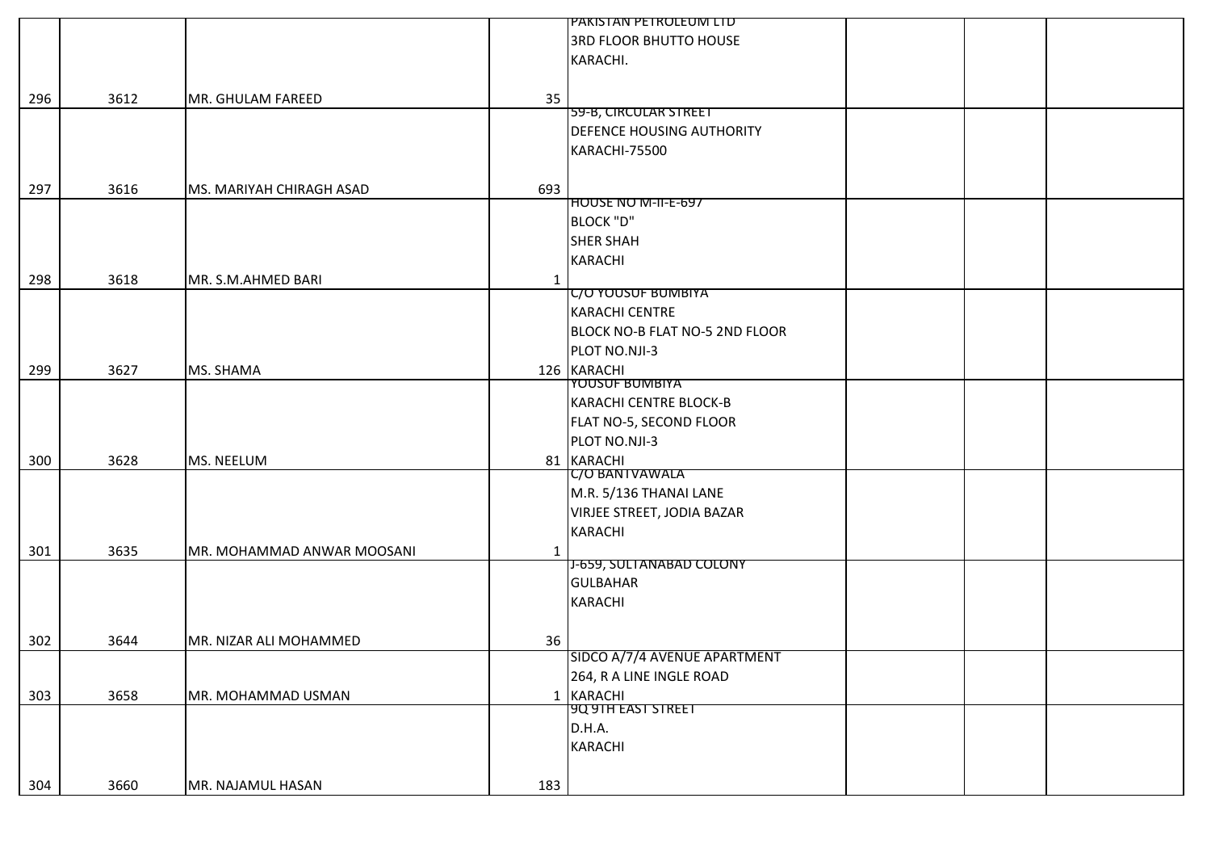| | | | | | | | |
|---|---|---|---|---|---|---|---|
| 296 | 3612 | MR. GHULAM FAREED | 35 | PAKISTAN PETROLEUM LTD<br>3RD FLOOR BHUTTO HOUSE<br>KARACHI. | | | |
| 297 | 3616 | MS. MARIYAH CHIRAGH ASAD | 693 | 59-B, CIRCULAR STREET<br>DEFENCE HOUSING AUTHORITY<br>KARACHI-75500 | | | |
| 298 | 3618 | MR. S.M.AHMED BARI | 1 | HOUSE NO M-II-E-697<br>BLOCK "D"<br>SHER SHAH<br>KARACHI | | | |
| 299 | 3627 | MS. SHAMA | 126 | C/O YOUSUF BUMBIYA<br>KARACHI CENTRE<br>BLOCK NO-B FLAT NO-5 2ND FLOOR<br>PLOT NO.NJI-3<br>KARACHI | | | |
| 300 | 3628 | MS. NEELUM | 81 | YOUSUF BUMBIYA<br>KARACHI CENTRE BLOCK-B<br>FLAT NO-5, SECOND FLOOR<br>PLOT NO.NJI-3<br>KARACHI | | | |
| 301 | 3635 | MR. MOHAMMAD ANWAR MOOSANI | 1 | C/O BANTVAWALA<br>M.R. 5/136 THANAI LANE<br>VIRJEE STREET, JODIA BAZAR<br>KARACHI | | | |
| 302 | 3644 | MR. NIZAR ALI MOHAMMED | 36 | J-659, SULTANABAD COLONY<br>GULBAHAR<br>KARACHI | | | |
| 303 | 3658 | MR. MOHAMMAD USMAN | 1 | SIDCO A/7/4 AVENUE APARTMENT<br>264, R A LINE INGLE ROAD<br>KARACHI | | | |
| 304 | 3660 | MR. NAJAMUL HASAN | 183 | 9Q 9TH EAST STREET<br>D.H.A.<br>KARACHI | | | |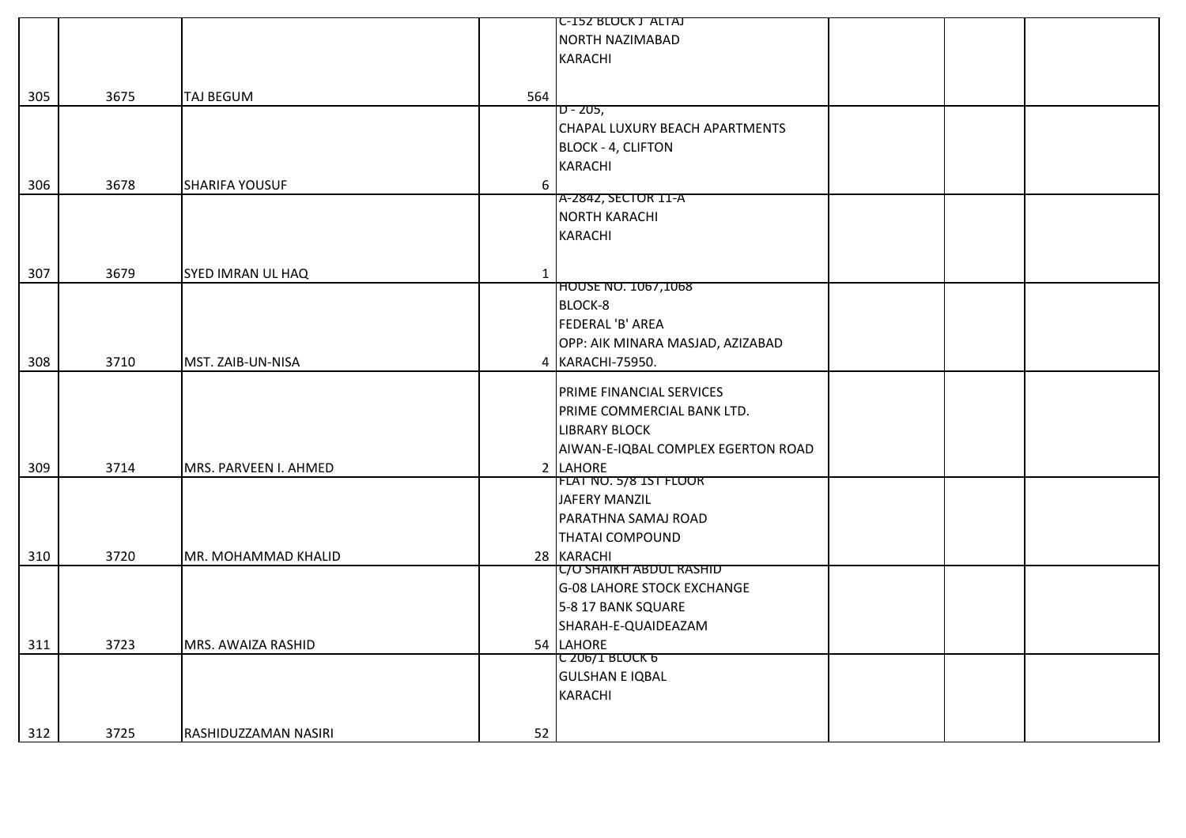| | | | | | | | |
|---|---|---|---|---|---|---|---|
| 305 | 3675 | TAJ BEGUM | 564 | C-152 BLOCK J ALTAJ NORTH NAZIMABAD KARACHI | | | |
| 306 | 3678 | SHARIFA YOUSUF | 6 | D - 205, CHAPAL LUXURY BEACH APARTMENTS BLOCK - 4, CLIFTON KARACHI | | | |
| 307 | 3679 | SYED IMRAN UL HAQ | 1 | A-2842, SECTOR 11-A NORTH KARACHI KARACHI | | | |
| 308 | 3710 | MST. ZAIB-UN-NISA | 4 | HOUSE NO. 1067,1068 BLOCK-8 FEDERAL 'B' AREA OPP: AIK MINARA MASJAD, AZIZABAD KARACHI-75950. | | | |
| 309 | 3714 | MRS. PARVEEN I. AHMED | 2 | PRIME FINANCIAL SERVICES PRIME COMMERCIAL BANK LTD. LIBRARY BLOCK AIWAN-E-IQBAL COMPLEX EGERTON ROAD LAHORE | | | |
| 310 | 3720 | MR. MOHAMMAD KHALID | 28 | FLAT NO. 5/8 1ST FLOOR JAFERY MANZIL PARATHNA SAMAJ ROAD THATAI COMPOUND KARACHI | | | |
| 311 | 3723 | MRS. AWAIZA RASHID | 54 | C/O SHAIKH ABDUL RASHID G-08 LAHORE STOCK EXCHANGE 5-8 17 BANK SQUARE SHARAH-E-QUAIDEAZAM LAHORE | | | |
| 312 | 3725 | RASHIDUZZAMAN NASIRI | 52 | C 206/1 BLOCK 6 GULSHAN E IQBAL KARACHI | | | |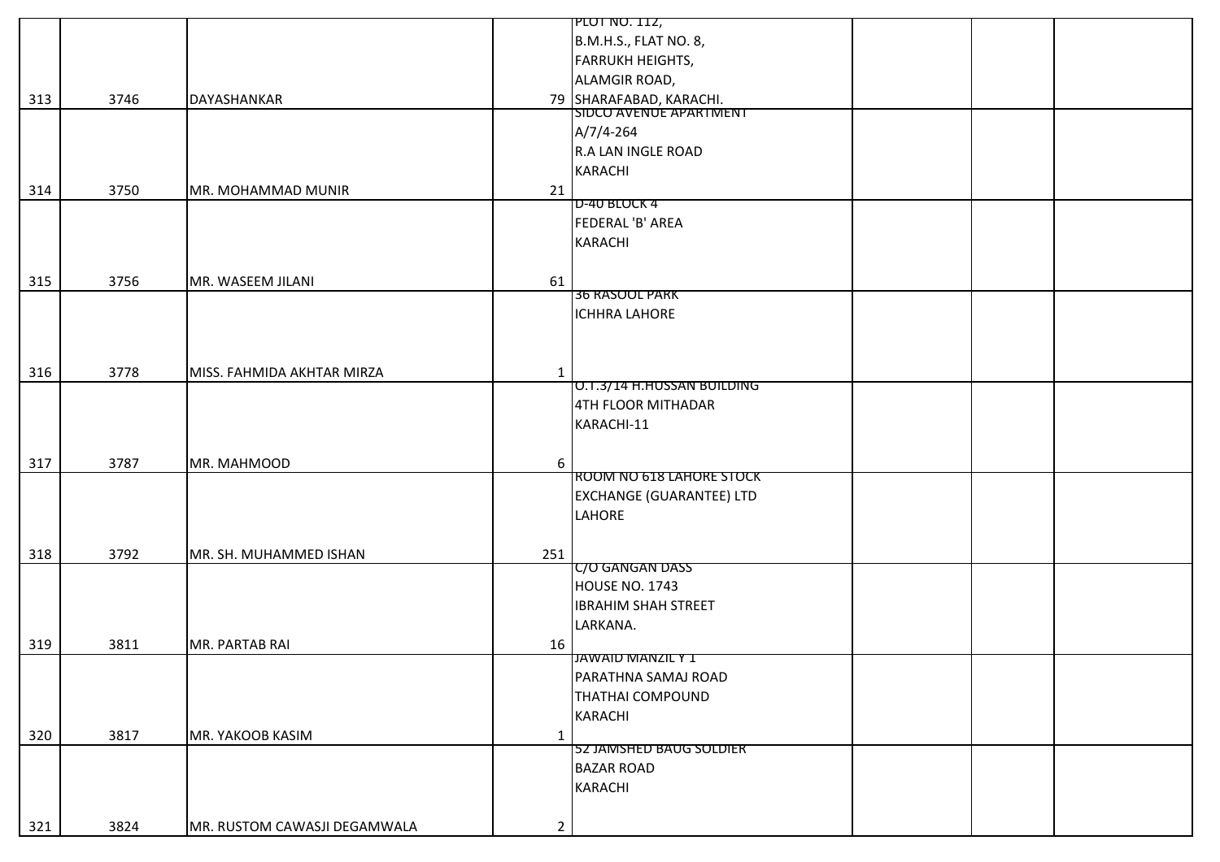|  |  |  |  |  |  |  |  |
|---|---|---|---|---|---|---|---|
| 313 | 3746 | DAYASHANKAR | 79 | PLOT NO. 112, B.M.H.S., FLAT NO. 8, FARRUKH HEIGHTS, ALAMGIR ROAD, SHARAFABAD, KARACHI. |  |  |  |
| 314 | 3750 | MR. MOHAMMAD MUNIR | 21 | SIDCO AVENUE APARTMENT A/7/4-264 R.A LAN INGLE ROAD KARACHI |  |  |  |
| 315 | 3756 | MR. WASEEM JILANI | 61 | D-40 BLOCK 4 FEDERAL 'B' AREA KARACHI |  |  |  |
| 316 | 3778 | MISS. FAHMIDA AKHTAR MIRZA | 1 | 36 RASOOL PARK ICHHRA LAHORE |  |  |  |
| 317 | 3787 | MR. MAHMOOD | 6 | O.T.3/14 H.HUSSAN BUILDING 4TH FLOOR MITHADAR KARACHI-11 |  |  |  |
| 318 | 3792 | MR. SH. MUHAMMED ISHAN | 251 | ROOM NO 618 LAHORE STOCK EXCHANGE (GUARANTEE) LTD LAHORE |  |  |  |
| 319 | 3811 | MR. PARTAB RAI | 16 | C/O GANGAN DASS HOUSE NO. 1743 IBRAHIM SHAH STREET LARKANA. |  |  |  |
| 320 | 3817 | MR. YAKOOB KASIM | 1 | JAWAID MANZIL Y 1 PARATHNA SAMAJ ROAD THATHAI COMPOUND KARACHI |  |  |  |
| 321 | 3824 | MR. RUSTOM CAWASJI DEGAMWALA | 2 | 52 JAMSHED BAUG SOLDIER BAZAR ROAD KARACHI |  |  |  |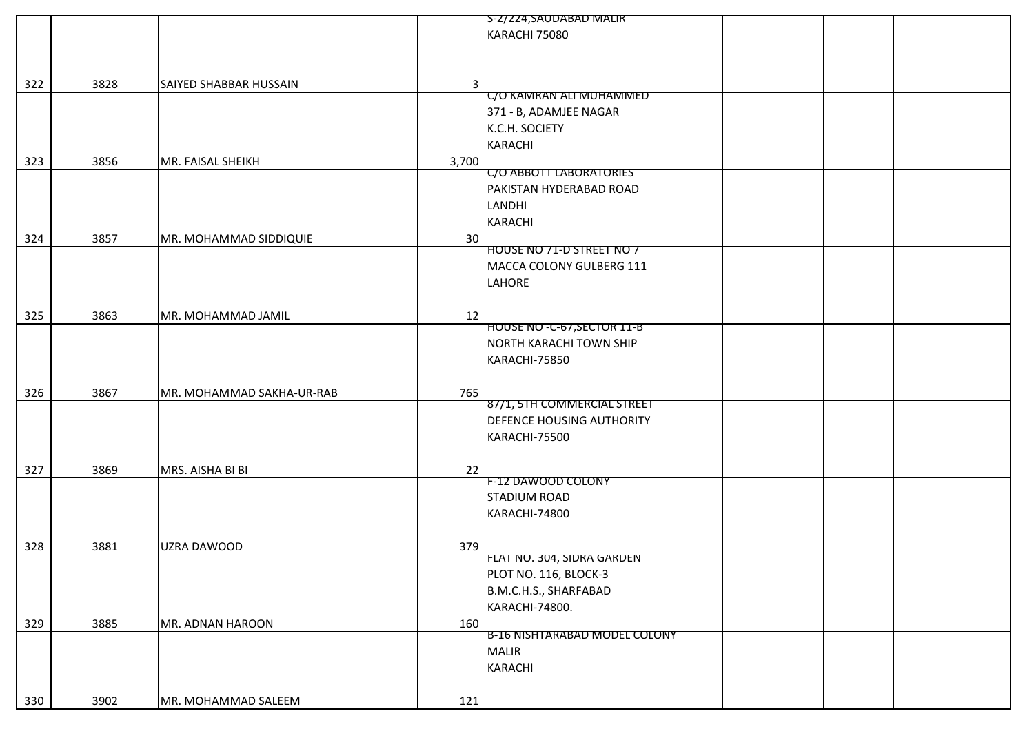|  |  |  |  | S-2/224,SAUDABAD MALIR<br>KARACHI 75080 |  |  |  |
|---|---|---|---|---|---|---|---|
| 322 | 3828 | SAIYED SHABBAR HUSSAIN | 3 |  |  |  |  |
|  |  |  |  | C/O KAMRAN ALI MUHAMMED<br>371 - B, ADAMJEE NAGAR<br>K.C.H. SOCIETY<br>KARACHI |  |  |  |
| 323 | 3856 | MR. FAISAL SHEIKH | 3,700 |  |  |  |  |
|  |  |  |  | C/O ABBOTT LABORATORIES<br>PAKISTAN HYDERABAD ROAD<br>LANDHI<br>KARACHI |  |  |  |
| 324 | 3857 | MR. MOHAMMAD SIDDIQUIE | 30 |  |  |  |  |
|  |  |  |  | HOUSE NO 71-D STREET NO 7<br>MACCA COLONY GULBERG 111<br>LAHORE |  |  |  |
| 325 | 3863 | MR. MOHAMMAD JAMIL | 12 |  |  |  |  |
|  |  |  |  | HOUSE NO -C-67,SECTOR 11-B<br>NORTH KARACHI TOWN SHIP<br>KARACHI-75850 |  |  |  |
| 326 | 3867 | MR. MOHAMMAD SAKHA-UR-RAB | 765 |  |  |  |  |
|  |  |  |  | 87/1, 5TH COMMERCIAL STREET<br>DEFENCE HOUSING AUTHORITY<br>KARACHI-75500 |  |  |  |
| 327 | 3869 | MRS. AISHA BI BI | 22 |  |  |  |  |
|  |  |  |  | F-12 DAWOOD COLONY<br>STADIUM ROAD<br>KARACHI-74800 |  |  |  |
| 328 | 3881 | UZRA DAWOOD | 379 |  |  |  |  |
|  |  |  |  | FLAT NO. 304, SIDRA GARDEN<br>PLOT NO. 116, BLOCK-3<br>B.M.C.H.S., SHARFABAD<br>KARACHI-74800. |  |  |  |
| 329 | 3885 | MR. ADNAN HAROON | 160 |  |  |  |  |
|  |  |  |  | B-16 NISHTARABAD MODEL COLONY<br>MALIR<br>KARACHI |  |  |  |
| 330 | 3902 | MR. MOHAMMAD SALEEM | 121 |  |  |  |  |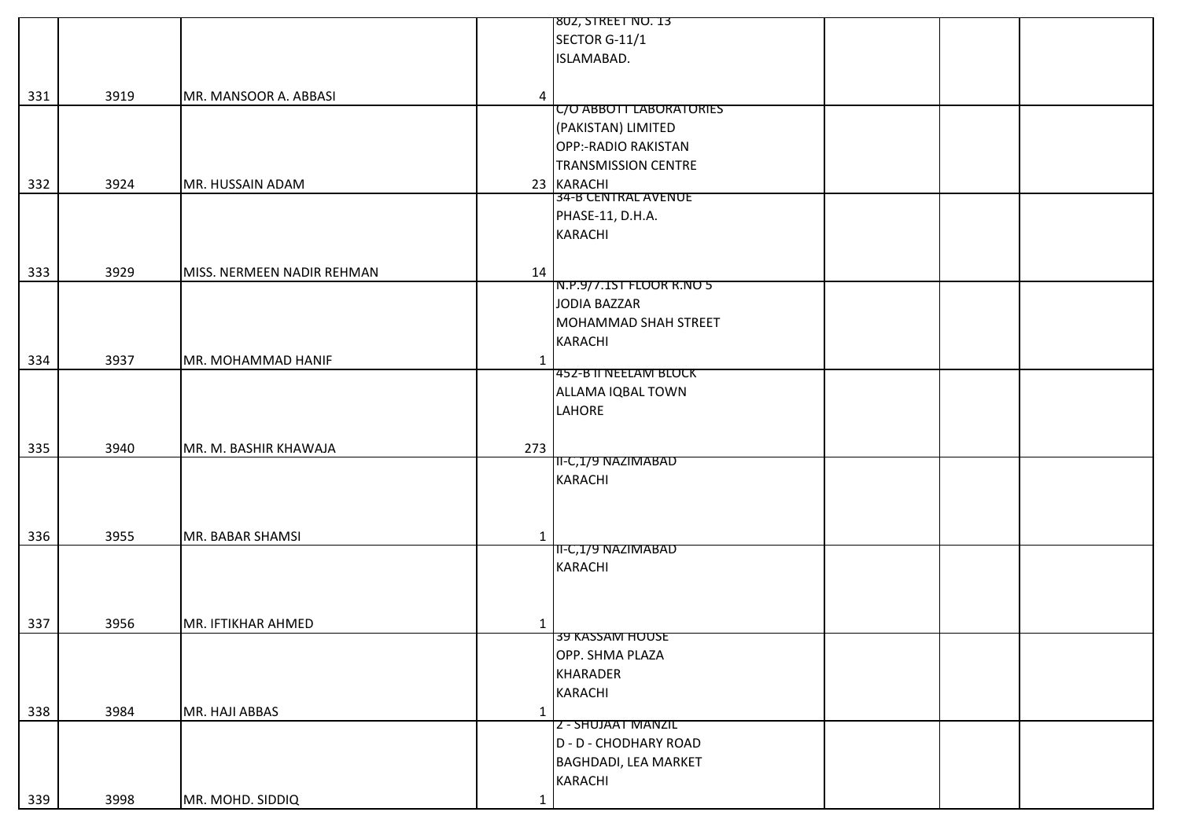| | | | | | | | |
|---|---|---|---|---|---|---|---|
| 331 | 3919 | MR. MANSOOR A. ABBASI | 4 | 802, STREET NO. 13 SECTOR G-11/1 ISLAMABAD. | | | |
| 332 | 3924 | MR. HUSSAIN ADAM | 23 | C/O ABBOTT LABORATORIES (PAKISTAN) LIMITED OPP:-RADIO RAKISTAN TRANSMISSION CENTRE KARACHI | | | |
| 333 | 3929 | MISS. NERMEEN NADIR REHMAN | 14 | 34-B CENTRAL AVENUE PHASE-11, D.H.A. KARACHI | | | |
| 334 | 3937 | MR. MOHAMMAD HANIF | 1 | N.P.9/7.1ST FLOOR R.NO 5 JODIA BAZZAR MOHAMMAD SHAH STREET KARACHI | | | |
| 335 | 3940 | MR. M. BASHIR KHAWAJA | 273 | 452-B II NEELAM BLOCK ALLAMA IQBAL TOWN LAHORE | | | |
| 336 | 3955 | MR. BABAR SHAMSI | 1 | II-C,1/9 NAZIMABAD KARACHI | | | |
| 337 | 3956 | MR. IFTIKHAR AHMED | 1 | II-C,1/9 NAZIMABAD KARACHI | | | |
| 338 | 3984 | MR. HAJI ABBAS | 1 | 39 KASSAM HOUSE OPP. SHMA PLAZA KHARADER KARACHI | | | |
| 339 | 3998 | MR. MOHD. SIDDIQ | 1 | 2 - SHUJAAT MANZIL D - D - CHODHARY ROAD BAGHDADI, LEA MARKET KARACHI | | | |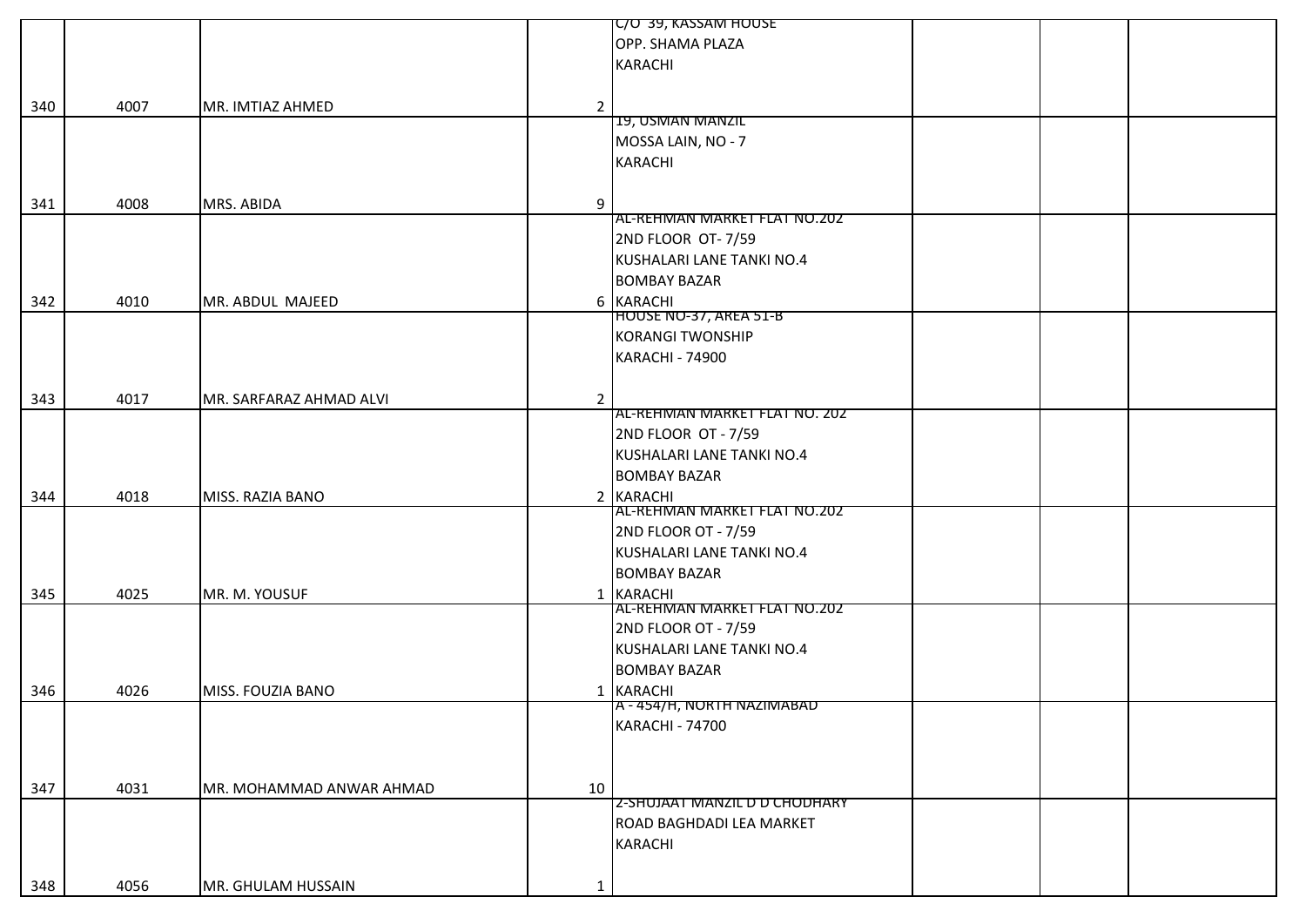| | | | | | | | |
|---|---|---|---|---|---|---|---|
| 340 | 4007 | MR. IMTIAZ AHMED | 2 | C/O 39, KASSAM HOUSE OPP. SHAMA PLAZA KARACHI | | | |
| 341 | 4008 | MRS. ABIDA | 9 | 19, USMAN MANZIL MOSSA LAIN, NO - 7 KARACHI | | | |
| 342 | 4010 | MR. ABDUL MAJEED | 6 | AL-REHMAN MARKET FLAT NO.202 2ND FLOOR OT- 7/59 KUSHALARI LANE TANKI NO.4 BOMBAY BAZAR KARACHI | | | |
| 343 | 4017 | MR. SARFARAZ AHMAD ALVI | 2 | HOUSE NO-37, AREA 51-B KORANGI TWONSHIP KARACHI - 74900 | | | |
| 344 | 4018 | MISS. RAZIA BANO | 2 | AL-REHMAN MARKET FLAT NO. 202 2ND FLOOR OT - 7/59 KUSHALARI LANE TANKI NO.4 BOMBAY BAZAR KARACHI | | | |
| 345 | 4025 | MR. M. YOUSUF | 1 | AL-REHMAN MARKET FLAT NO.202 2ND FLOOR OT - 7/59 KUSHALARI LANE TANKI NO.4 BOMBAY BAZAR KARACHI | | | |
| 346 | 4026 | MISS. FOUZIA BANO | 1 | AL-REHMAN MARKET FLAT NO.202 2ND FLOOR OT - 7/59 KUSHALARI LANE TANKI NO.4 BOMBAY BAZAR KARACHI | | | |
| 347 | 4031 | MR. MOHAMMAD ANWAR AHMAD | 10 | A - 454/H, NORTH NAZIMABAD KARACHI - 74700 | | | |
| 348 | 4056 | MR. GHULAM HUSSAIN | 1 | 2-SHUJAAT MANZIL D D CHODHARY ROAD BAGHDADI LEA MARKET KARACHI | | | |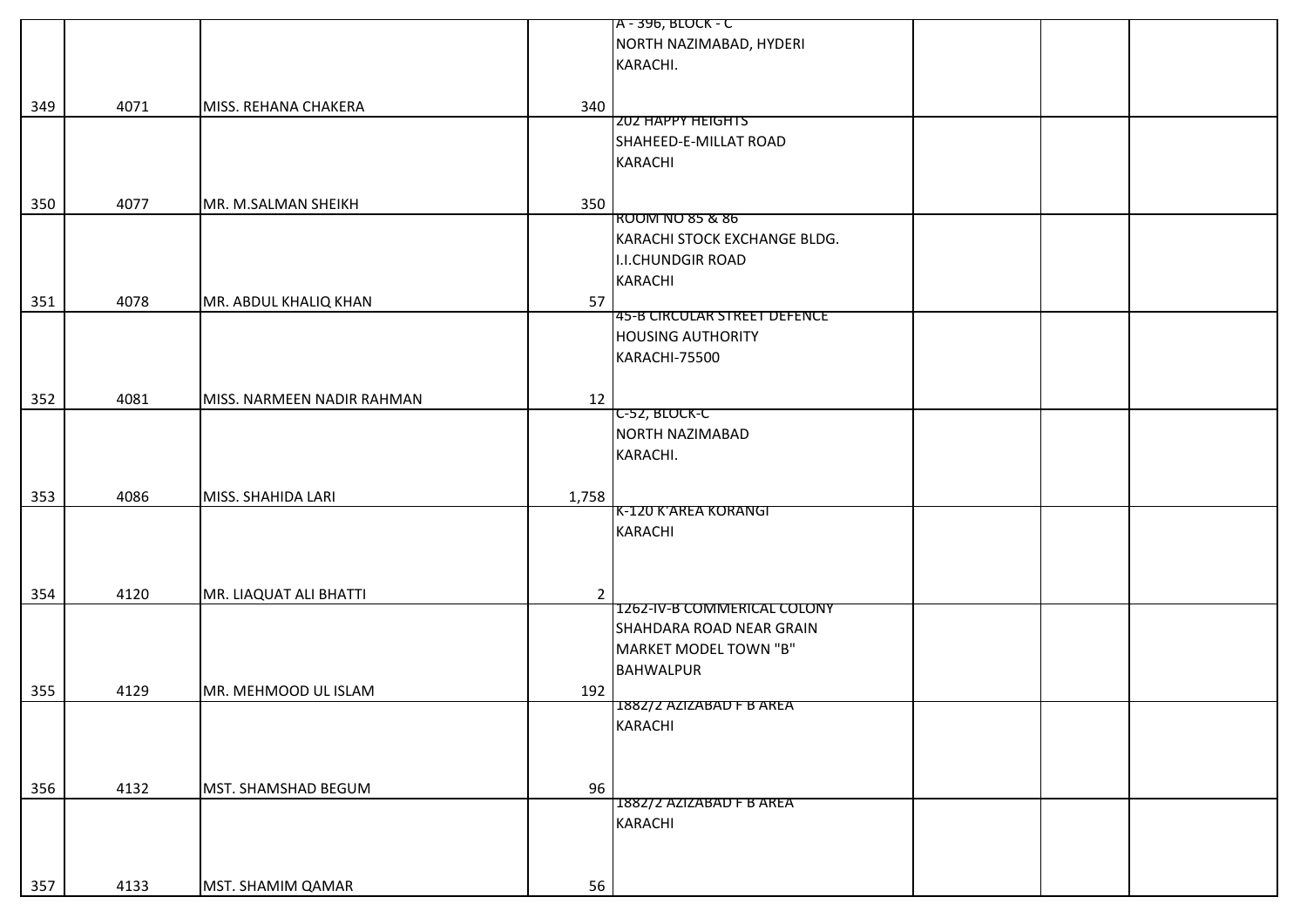| | | | | | | | |
|---|---|---|---|---|---|---|---|
| 349 | 4071 | MISS. REHANA CHAKERA | 340 | A - 396, BLOCK - C NORTH NAZIMABAD, HYDERI KARACHI. | | | |
| 350 | 4077 | MR. M.SALMAN SHEIKH | 350 | 202 HAPPY HEIGHTS SHAHEED-E-MILLAT ROAD KARACHI | | | |
| 351 | 4078 | MR. ABDUL KHALIQ KHAN | 57 | ROOM NO 85 & 86 KARACHI STOCK EXCHANGE BLDG. I.I.CHUNDGIR ROAD KARACHI | | | |
| 352 | 4081 | MISS. NARMEEN NADIR RAHMAN | 12 | 45-B CIRCULAR STREET DEFENCE HOUSING AUTHORITY KARACHI-75500 | | | |
| 353 | 4086 | MISS. SHAHIDA LARI | 1,758 | C-52, BLOCK-C NORTH NAZIMABAD KARACHI. | | | |
| 354 | 4120 | MR. LIAQUAT ALI BHATTI | 2 | K-120 K'AREA KORANGI KARACHI | | | |
| 355 | 4129 | MR. MEHMOOD UL ISLAM | 192 | 1262-IV-B COMMERICAL COLONY SHAHDARA ROAD NEAR GRAIN MARKET MODEL TOWN "B" BAHWALPUR | | | |
| 356 | 4132 | MST. SHAMSHAD BEGUM | 96 | 1882/2 AZIZABAD F B AREA KARACHI | | | |
| 357 | 4133 | MST. SHAMIM QAMAR | 56 | 1882/2 AZIZABAD F B AREA KARACHI | | | |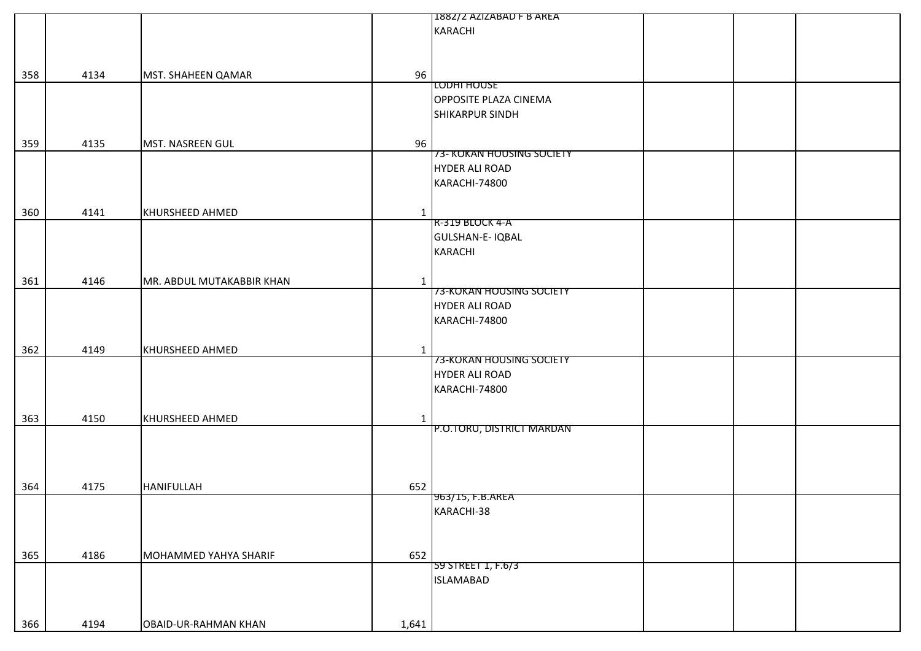|  |  |  |  |  |  |  |  |
|---|---|---|---|---|---|---|---|
| 358 | 4134 | MST. SHAHEEN QAMAR | 96 | 1882/2 AZIZABAD F B AREA KARACHI |  |  |  |
| 359 | 4135 | MST. NASREEN GUL | 96 | LODHI HOUSE OPPOSITE PLAZA CINEMA SHIKARPUR SINDH |  |  |  |
| 360 | 4141 | KHURSHEED AHMED | 1 | 73- KOKAN HOUSING SOCIETY HYDER ALI ROAD KARACHI-74800 |  |  |  |
| 361 | 4146 | MR. ABDUL MUTAKABBIR KHAN | 1 | R-319 BLOCK 4-A GULSHAN-E- IQBAL KARACHI |  |  |  |
| 362 | 4149 | KHURSHEED AHMED | 1 | 73-KOKAN HOUSING SOCIETY HYDER ALI ROAD KARACHI-74800 |  |  |  |
| 363 | 4150 | KHURSHEED AHMED | 1 | 73-KOKAN HOUSING SOCIETY HYDER ALI ROAD KARACHI-74800 |  |  |  |
| 364 | 4175 | HANIFULLAH | 652 | P.O.TORU, DISTRICT MARDAN |  |  |  |
| 365 | 4186 | MOHAMMED YAHYA SHARIF | 652 | 963/15, F.B.AREA KARACHI-38 |  |  |  |
| 366 | 4194 | OBAID-UR-RAHMAN KHAN | 1,641 | 59 STREET 1, F.6/3 ISLAMABAD |  |  |  |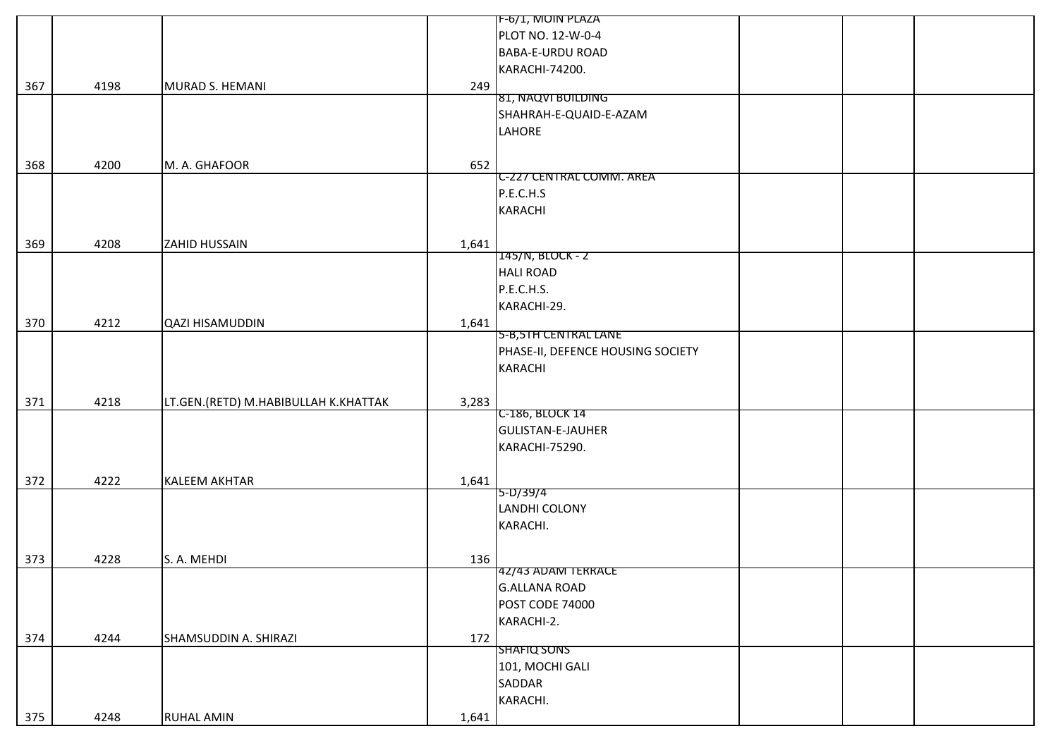| | | | | | | | |
|---|---|---|---|---|---|---|---|
| 367 | 4198 | MURAD S. HEMANI | 249 | F-6/1, MOIN PLAZA<br>PLOT NO. 12-W-0-4<br>BABA-E-URDU ROAD<br>KARACHI-74200. | | | |
| 368 | 4200 | M. A. GHAFOOR | 652 | 81, NAQVI BUILDING<br>SHAHRAH-E-QUAID-E-AZAM<br>LAHORE | | | |
| 369 | 4208 | ZAHID HUSSAIN | 1,641 | C-227 CENTRAL COMM. AREA<br>P.E.C.H.S<br>KARACHI | | | |
| 370 | 4212 | QAZI HISAMUDDIN | 1,641 | 145/N, BLOCK - 2<br>HALI ROAD<br>P.E.C.H.S.<br>KARACHI-29. | | | |
| 371 | 4218 | LT.GEN.(RETD) M.HABIBULLAH K.KHATTAK | 3,283 | 5-B,5TH CENTRAL LANE<br>PHASE-II, DEFENCE HOUSING SOCIETY<br>KARACHI | | | |
| 372 | 4222 | KALEEM AKHTAR | 1,641 | C-186, BLOCK 14<br>GULISTAN-E-JAUHER<br>KARACHI-75290. | | | |
| 373 | 4228 | S. A. MEHDI | 136 | 5-D/39/4<br>LANDHI COLONY<br>KARACHI. | | | |
| 374 | 4244 | SHAMSUDDIN A. SHIRAZI | 172 | 42/43 ADAM TERRACE<br>G.ALLANA ROAD<br>POST CODE 74000<br>KARACHI-2. | | | |
| 375 | 4248 | RUHAL AMIN | 1,641 | SHAFIQ SONS<br>101, MOCHI GALI<br>SADDAR<br>KARACHI. | | | |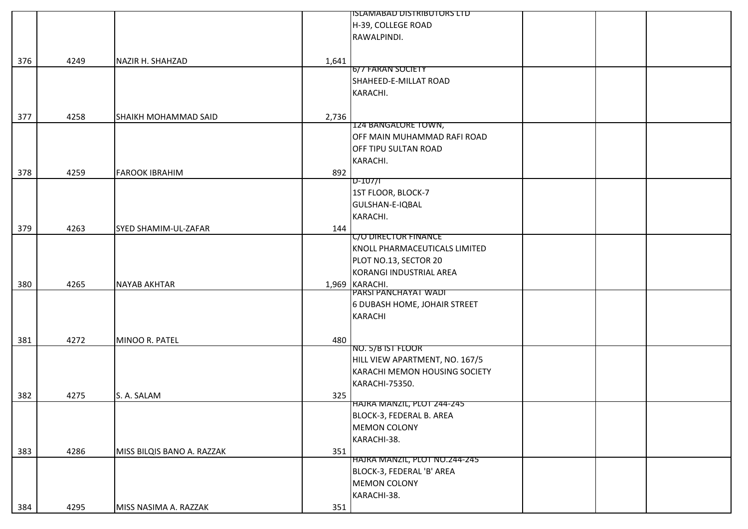| | | | | | | | |
|---|---|---|---|---|---|---|---|
| 376 | 4249 | NAZIR H. SHAHZAD | 1,641 | ISLAMABAD DISTRIBUTORS LTD H-39, COLLEGE ROAD RAWALPINDI. | | | |
| 377 | 4258 | SHAIKH MOHAMMAD SAID | 2,736 | 6/7 FARAN SOCIETY SHAHEED-E-MILLAT ROAD KARACHI. | | | |
| 378 | 4259 | FAROOK IBRAHIM | 892 | 124 BANGALORE TOWN, OFF MAIN MUHAMMAD RAFI ROAD OFF TIPU SULTAN ROAD KARACHI. | | | |
| 379 | 4263 | SYED SHAMIM-UL-ZAFAR | 144 | D-107/I 1ST FLOOR, BLOCK-7 GULSHAN-E-IQBAL KARACHI. | | | |
| 380 | 4265 | NAYAB AKHTAR | 1,969 | C/O DIRECTOR FINANCE KNOLL PHARMACEUTICALS LIMITED PLOT NO.13, SECTOR 20 KORANGI INDUSTRIAL AREA KARACHI. | | | |
| 381 | 4272 | MINOO R. PATEL | 480 | PARSI PANCHAYAT WADI 6 DUBASH HOME, JOHAIR STREET KARACHI | | | |
| 382 | 4275 | S. A. SALAM | 325 | NO. 5/B IST FLOOR HILL VIEW APARTMENT, NO. 167/5 KARACHI MEMON HOUSING SOCIETY KARACHI-75350. | | | |
| 383 | 4286 | MISS BILQIS BANO A. RAZZAK | 351 | HAJRA MANZIL, PLOT 244-245 BLOCK-3, FEDERAL B. AREA MEMON COLONY KARACHI-38. | | | |
| 384 | 4295 | MISS NASIMA A. RAZZAK | 351 | HAJRA MANZIL, PLOT NO.244-245 BLOCK-3, FEDERAL 'B' AREA MEMON COLONY KARACHI-38. | | | |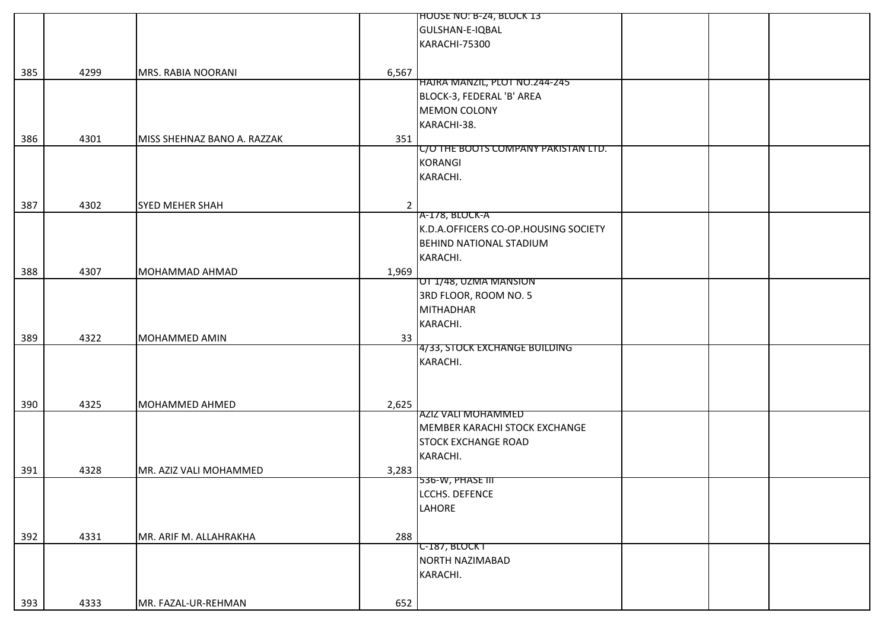| | | | | | | | |
|---|---|---|---|---|---|---|---|
| 385 | 4299 | MRS. RABIA NOORANI | 6,567 | HOUSE NO: B-24, BLOCK 13<br>GULSHAN-E-IQBAL<br>KARACHI-75300 | | | |
| 386 | 4301 | MISS SHEHNAZ BANO A. RAZZAK | 351 | HAJRA MANZIL, PLOT NO.244-245<br>BLOCK-3, FEDERAL 'B' AREA<br>MEMON COLONY<br>KARACHI-38. | | | |
| 387 | 4302 | SYED MEHER SHAH | 2 | C/O THE BOOTS COMPANY PAKISTAN LTD.<br>KORANGI<br>KARACHI. | | | |
| 388 | 4307 | MOHAMMAD AHMAD | 1,969 | A-178, BLOCK-A<br>K.D.A.OFFICERS CO-OP.HOUSING SOCIETY<br>BEHIND NATIONAL STADIUM<br>KARACHI. | | | |
| 389 | 4322 | MOHAMMED AMIN | 33 | OT 1/48, UZMA MANSION<br>3RD FLOOR, ROOM NO. 5<br>MITHADHAR<br>KARACHI. | | | |
| 390 | 4325 | MOHAMMED AHMED | 2,625 | 4/33, STOCK EXCHANGE BUILDING<br>KARACHI. | | | |
| 391 | 4328 | MR. AZIZ VALI MOHAMMED | 3,283 | AZIZ VALI MOHAMMED<br>MEMBER KARACHI STOCK EXCHANGE<br>STOCK EXCHANGE ROAD<br>KARACHI. | | | |
| 392 | 4331 | MR. ARIF M. ALLAHRAKHA | 288 | 536-W, PHASE III<br>LCCHS. DEFENCE<br>LAHORE | | | |
| 393 | 4333 | MR. FAZAL-UR-REHMAN | 652 | C-187, BLOCK I<br>NORTH NAZIMABAD<br>KARACHI. | | | |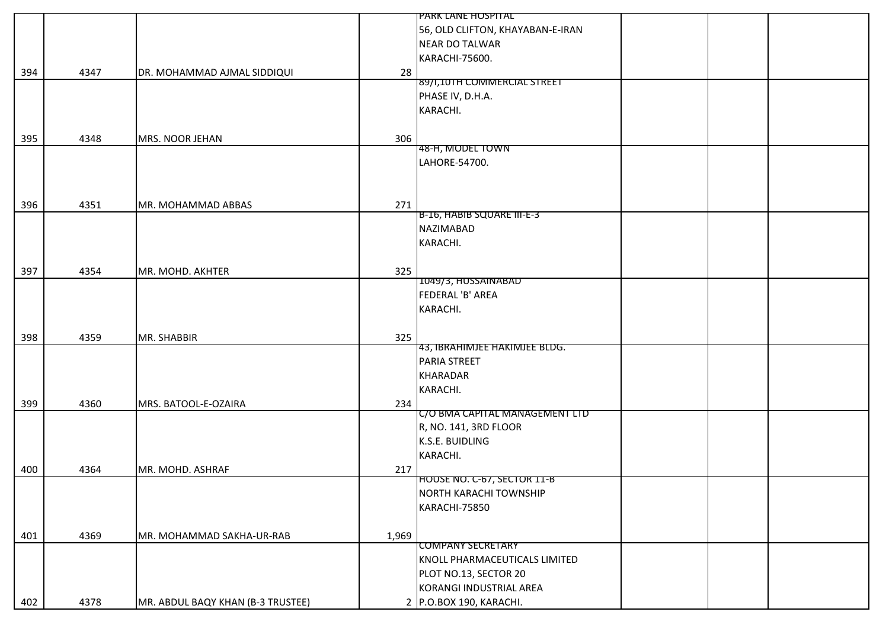| | | | | | | | |
|---|---|---|---|---|---|---|---|
| 394 | 4347 | DR. MOHAMMAD AJMAL SIDDIQUI | 28 | PARK LANE HOSPITAL<br>56, OLD CLIFTON, KHAYABAN-E-IRAN<br>NEAR DO TALWAR<br>KARACHI-75600. | | | |
| 395 | 4348 | MRS. NOOR JEHAN | 306 | 89/I,10TH COMMERCIAL STREET<br>PHASE IV, D.H.A.<br>KARACHI. | | | |
| 396 | 4351 | MR. MOHAMMAD ABBAS | 271 | 48-H, MODEL TOWN<br>LAHORE-54700. | | | |
| 397 | 4354 | MR. MOHD. AKHTER | 325 | B-16, HABIB SQUARE III-E-3<br>NAZIMABAD<br>KARACHI. | | | |
| 398 | 4359 | MR. SHABBIR | 325 | 1049/3, HUSSAINABAD<br>FEDERAL 'B' AREA<br>KARACHI. | | | |
| 399 | 4360 | MRS. BATOOL-E-OZAIRA | 234 | 43, IBRAHIMJEE HAKIMJEE BLDG.<br>PARIA STREET<br>KHARADAR<br>KARACHI. | | | |
| 400 | 4364 | MR. MOHD. ASHRAF | 217 | C/O BMA CAPITAL MANAGEMENT LTD<br>R, NO. 141, 3RD FLOOR<br>K.S.E. BUIDLING<br>KARACHI. | | | |
| 401 | 4369 | MR. MOHAMMAD SAKHA-UR-RAB | 1,969 | HOUSE NO. C-67, SECTOR 11-B<br>NORTH KARACHI TOWNSHIP<br>KARACHI-75850 | | | |
| 402 | 4378 | MR. ABDUL BAQY KHAN (B-3 TRUSTEE) | 2 | COMPANY SECRETARY<br>KNOLL PHARMACEUTICALS LIMITED<br>PLOT NO.13, SECTOR 20<br>KORANGI INDUSTRIAL AREA<br>P.O.BOX 190, KARACHI. | | | |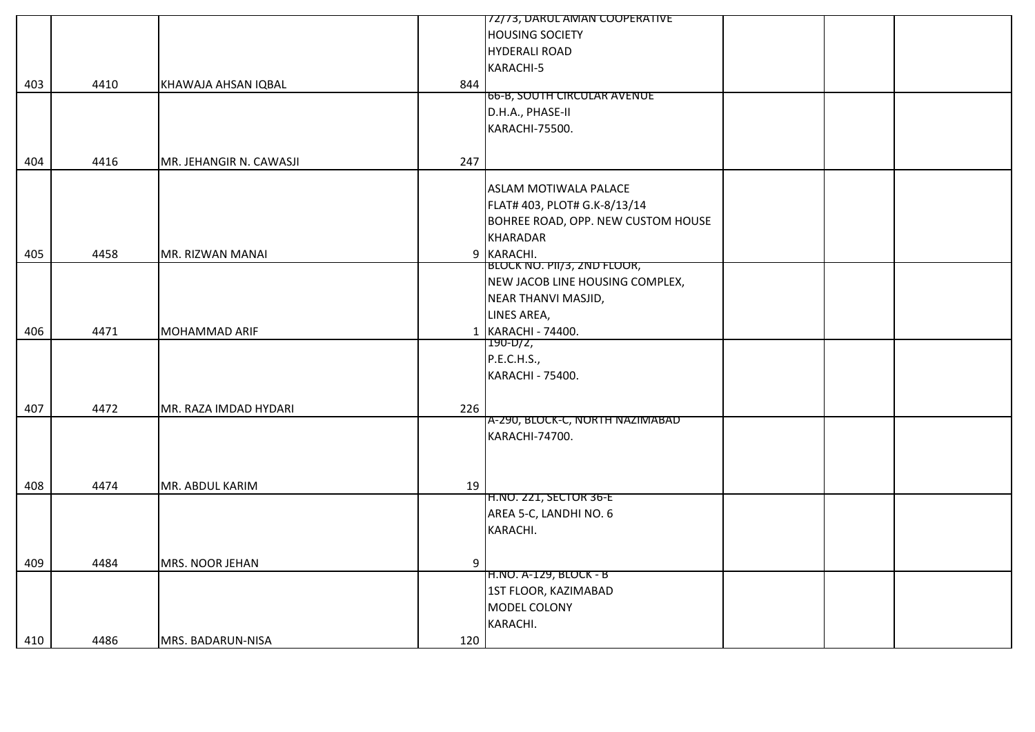| | | | | | | | |
|---|---|---|---|---|---|---|---|
| 403 | 4410 | KHAWAJA AHSAN IQBAL | 844 | 72/73, DARUL AMAN COOPERATIVE HOUSING SOCIETY HYDERALI ROAD KARACHI-5 | | | |
| 404 | 4416 | MR. JEHANGIR N. CAWASJI | 247 | 66-B, SOUTH CIRCULAR AVENUE D.H.A., PHASE-II KARACHI-75500. | | | |
| 405 | 4458 | MR. RIZWAN MANAI | 9 | ASLAM MOTIWALA PALACE FLAT# 403, PLOT# G.K-8/13/14 BOHREE ROAD, OPP. NEW CUSTOM HOUSE KHARADAR KARACHI. | | | |
| 406 | 4471 | MOHAMMAD ARIF | 1 | BLOCK NO. PII/3, 2ND FLOOR, NEW JACOB LINE HOUSING COMPLEX, NEAR THANVI MASJID, LINES AREA, KARACHI - 74400. | | | |
| 407 | 4472 | MR. RAZA IMDAD HYDARI | 226 | 190-D/2, P.E.C.H.S., KARACHI - 75400. | | | |
| 408 | 4474 | MR. ABDUL KARIM | 19 | A-290, BLOCK-C, NORTH NAZIMABAD KARACHI-74700. | | | |
| 409 | 4484 | MRS. NOOR JEHAN | 9 | H.NO. 221, SECTOR 36-E AREA 5-C, LANDHI NO. 6 KARACHI. | | | |
| 410 | 4486 | MRS. BADARUN-NISA | 120 | H.NO. A-129, BLOCK - B 1ST FLOOR, KAZIMABAD MODEL COLONY KARACHI. | | | |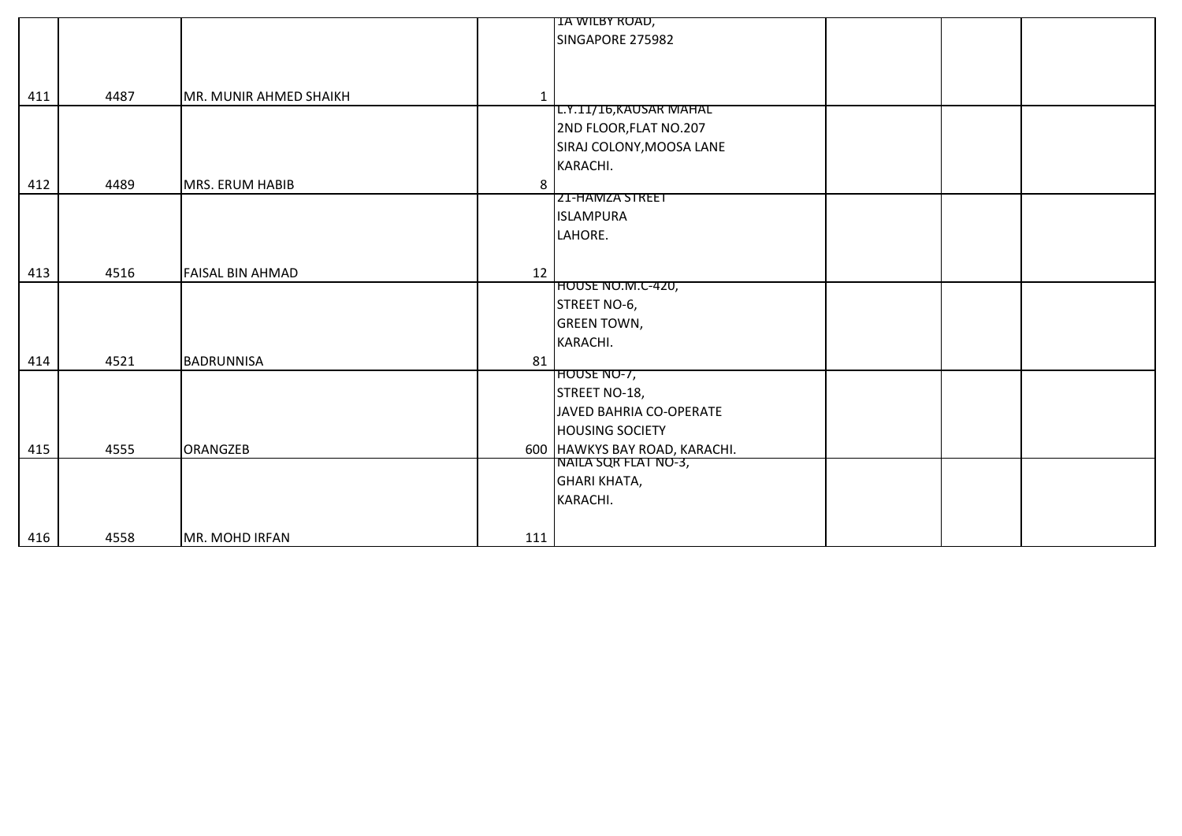| | | | | | | | |
|---|---|---|---|---|---|---|---|
| 411 | 4487 | MR. MUNIR AHMED SHAIKH | 1 | 1A WILBY ROAD, SINGAPORE 275982 | | | |
| 412 | 4489 | MRS. ERUM HABIB | 8 | L.Y.11/16,KAUSAR MAHAL 2ND FLOOR,FLAT NO.207 SIRAJ COLONY,MOOSA LANE KARACHI. | | | |
| 413 | 4516 | FAISAL BIN AHMAD | 12 | 21-HAMZA STREET ISLAMPURA LAHORE. | | | |
| 414 | 4521 | BADRUNNISA | 81 | HOUSE NO.M.C-420, STREET NO-6, GREEN TOWN, KARACHI. | | | |
| 415 | 4555 | ORANGZEB | 600 | HOUSE NO-7, STREET NO-18, JAVED BAHRIA CO-OPERATE HOUSING SOCIETY HAWKYS BAY ROAD, KARACHI. | | | |
| 416 | 4558 | MR. MOHD IRFAN | 111 | NAILA SQR FLAT NO-3, GHARI KHATA, KARACHI. | | | |